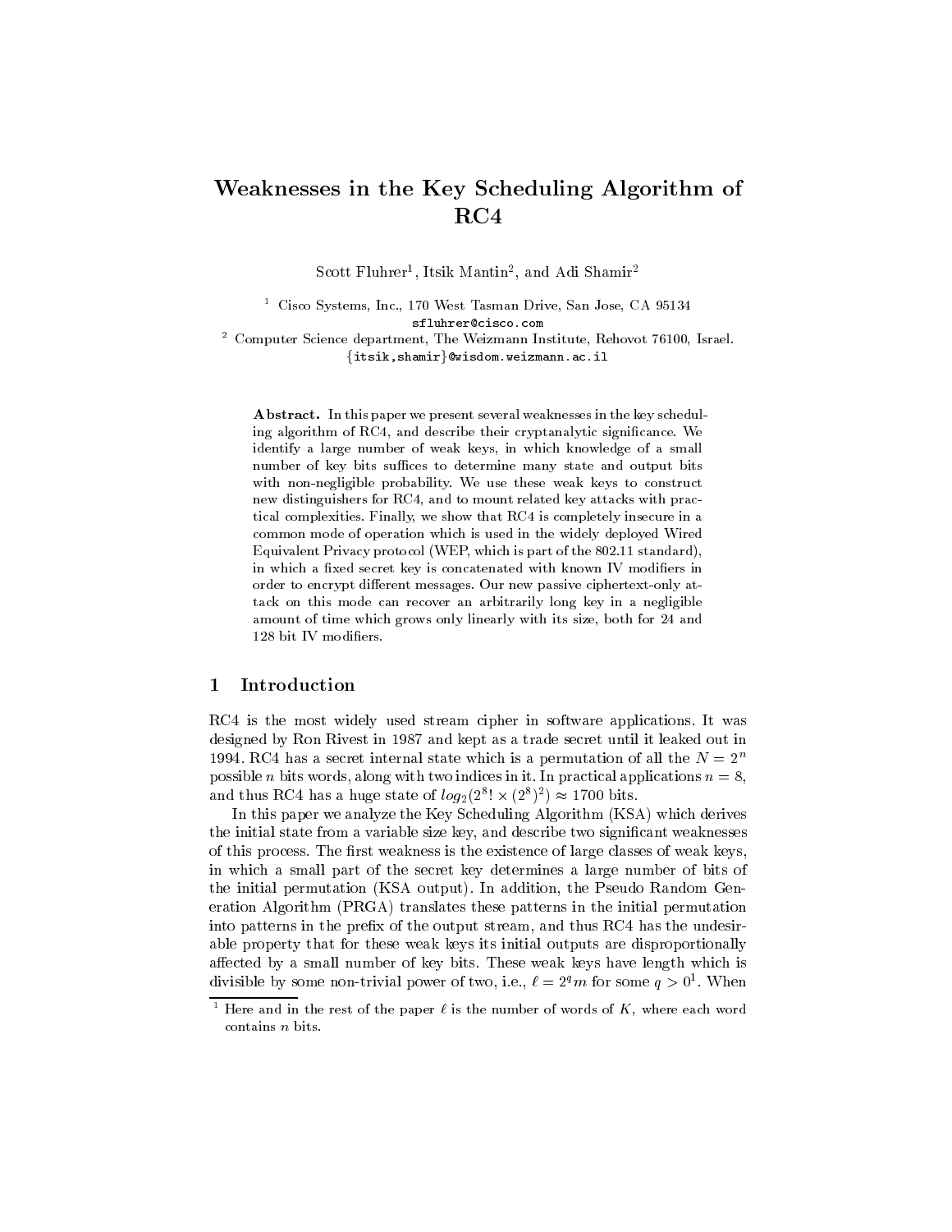# Weaknesses in the Key Scheduling Algorithm of RC4

Scott Fluhrer[1], Itsik Mantin[2], and Adi Shamir[2]

[1] Cisco Systems, Inc., 170 West Tasman Drive, San Jose, CA 95134
sfluhrer@cisco.com

[2] Computer Science department, The Weizmann Institute, Rehovot 76100, Israel.
{itsik,shamir}@wisdom.weizmann.ac.il

**Abstract.** In this paper we present several weaknesses in the key scheduling algorithm of RC4, and describe their cryptanalytic significance. We identify a large number of weak keys, in which knowledge of a small number of key bits suffices to determine many state and output bits with non-negligible probability. We use these weak keys to construct new distinguishers for RC4, and to mount related key attacks with practical complexities. Finally, we show that RC4 is completely insecure in a common mode of operation which is used in the widely deployed Wired Equivalent Privacy protocol (WEP, which is part of the 802.11 standard), in which a fixed secret key is concatenated with known IV modifiers in order to encrypt different messages. Our new passive ciphertext-only attack on this mode can recover an arbitrarily long key in a negligible amount of time which grows only linearly with its size, both for 24 and 128 bit IV modifiers.

## 1 Introduction

RC4 is the most widely used stream cipher in software applications. It was designed by Ron Rivest in 1987 and kept as a trade secret until it leaked out in 1994. RC4 has a secret internal state which is a permutation of all the $N = 2^n$ possible $n$ bits words, along with two indices in it. In practical applications $n = 8$, and thus RC4 has a huge state of $log_2(2^8! \times (2^8)^2) \approx 1700$ bits.

In this paper we analyze the Key Scheduling Algorithm (KSA) which derives the initial state from a variable size key, and describe two significant weaknesses of this process. The first weakness is the existence of large classes of weak keys, in which a small part of the secret key determines a large number of bits of the initial permutation (KSA output). In addition, the Pseudo Random Generation Algorithm (PRGA) translates these patterns in the initial permutation into patterns in the prefix of the output stream, and thus RC4 has the undesirable property that for these weak keys its initial outputs are disproportionally affected by a small number of key bits. These weak keys have length which is divisible by some non-trivial power of two, i.e., $\ell = 2^q m$ for some $q > 0$[1]. When

[1] Here and in the rest of the paper $\ell$ is the number of words of $K$, where each word contains $n$ bits.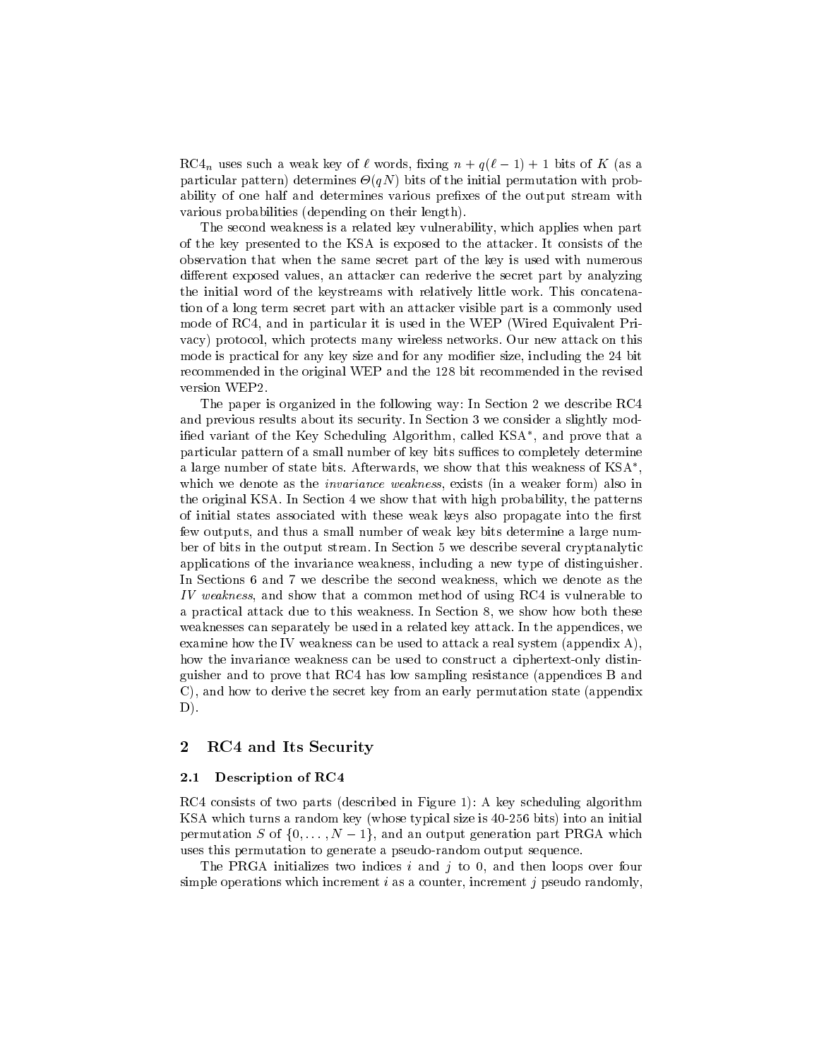$RC4_n$ uses such a weak key of $\ell$ words, fixing $n + q(\ell - 1) + 1$ bits of $K$ (as a particular pattern) determines $\Theta(qN)$ bits of the initial permutation with probability of one half and determines various prefixes of the output stream with various probabilities (depending on their length).

The second weakness is a related key vulnerability, which applies when part of the key presented to the KSA is exposed to the attacker. It consists of the observation that when the same secret part of the key is used with numerous different exposed values, an attacker can rederive the secret part by analyzing the initial word of the keystreams with relatively little work. This concatenation of a long term secret part with an attacker visible part is a commonly used mode of RC4, and in particular it is used in the WEP (Wired Equivalent Privacy) protocol, which protects many wireless networks. Our new attack on this mode is practical for any key size and for any modifier size, including the 24 bit recommended in the original WEP and the 128 bit recommended in the revised version WEP2.

The paper is organized in the following way: In Section 2 we describe RC4 and previous results about its security. In Section 3 we consider a slightly modified variant of the Key Scheduling Algorithm, called KSA$^*$, and prove that a particular pattern of a small number of key bits suffices to completely determine a large number of state bits. Afterwards, we show that this weakness of KSA$^*$, which we denote as the *invariance weakness*, exists (in a weaker form) also in the original KSA. In Section 4 we show that with high probability, the patterns of initial states associated with these weak keys also propagate into the first few outputs, and thus a small number of weak key bits determine a large number of bits in the output stream. In Section 5 we describe several cryptanalytic applications of the invariance weakness, including a new type of distinguisher. In Sections 6 and 7 we describe the second weakness, which we denote as the *IV weakness*, and show that a common method of using RC4 is vulnerable to a practical attack due to this weakness. In Section 8, we show how both these weaknesses can separately be used in a related key attack. In the appendices, we examine how the IV weakness can be used to attack a real system (appendix A), how the invariance weakness can be used to construct a ciphertext-only distinguisher and to prove that RC4 has low sampling resistance (appendices B and C), and how to derive the secret key from an early permutation state (appendix D).

## 2 RC4 and Its Security

### 2.1 Description of RC4

RC4 consists of two parts (described in Figure 1): A key scheduling algorithm KSA which turns a random key (whose typical size is 40-256 bits) into an initial permutation $S$ of $\{0, \ldots, N-1\}$, and an output generation part PRGA which uses this permutation to generate a pseudo-random output sequence.

The PRGA initializes two indices $i$ and $j$ to 0, and then loops over four simple operations which increment $i$ as a counter, increment $j$ pseudo randomly,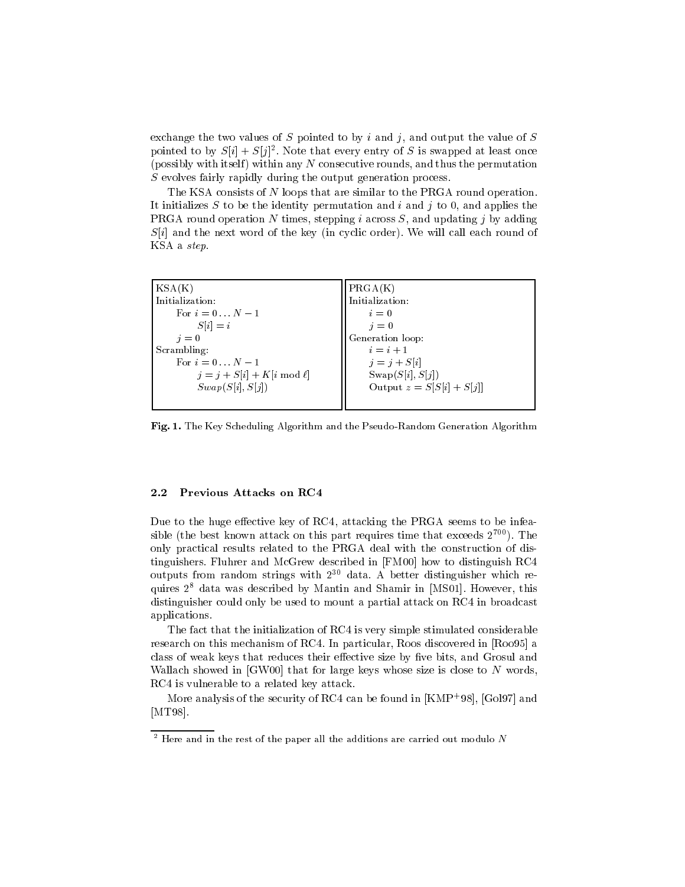exchange the two values of $S$ pointed to by $i$ and $j$, and output the value of $S$ pointed to by $S[i] + S[j]$[2]. Note that every entry of $S$ is swapped at least once (possibly with itself) within any $N$ consecutive rounds, and thus the permutation $S$ evolves fairly rapidly during the output generation process.

The KSA consists of $N$ loops that are similar to the PRGA round operation. It initializes $S$ to be the identity permutation and $i$ and $j$ to 0, and applies the PRGA round operation $N$ times, stepping $i$ across $S$, and updating $j$ by adding $S[i]$ and the next word of the key (in cyclic order). We will call each round of KSA a *step*.

| KSA(K) | PRGA(K) |
|---|---|
| Initialization: | Initialization: |
| For $i = 0 \ldots N-1$ | $i = 0$ |
| $S[i] = i$ | $j = 0$ |
| $j = 0$ | Generation loop: |
| Scrambling: | $i = i + 1$ |
| For $i = 0 \ldots N-1$ | $j = j + S[i]$ |
| $j = j + S[i] + K[i \bmod \ell]$ | $\text{Swap}(S[i], S[j])$ |
| $Swap(S[i], S[j])$ | Output $z = S[S[i] + S[j]]$ |

**Fig. 1.** The Key Scheduling Algorithm and the Pseudo-Random Generation Algorithm

### 2.2 Previous Attacks on RC4

Due to the huge effective key of RC4, attacking the PRGA seems to be infeasible (the best known attack on this part requires time that exceeds $2^{700}$). The only practical results related to the PRGA deal with the construction of distinguishers. Fluhrer and McGrew described in [FM00] how to distinguish RC4 outputs from random strings with $2^{30}$ data. A better distinguisher which requires $2^8$ data was described by Mantin and Shamir in [MS01]. However, this distinguisher could only be used to mount a partial attack on RC4 in broadcast applications.

The fact that the initialization of RC4 is very simple stimulated considerable research on this mechanism of RC4. In particular, Roos discovered in [Roo95] a class of weak keys that reduces their effective size by five bits, and Grosul and Wallach showed in [GW00] that for large keys whose size is close to $N$ words, RC4 is vulnerable to a related key attack.

More analysis of the security of RC4 can be found in [KMP+98], [Gol97] and [MT98].

---

[2] Here and in the rest of the paper all the additions are carried out modulo $N$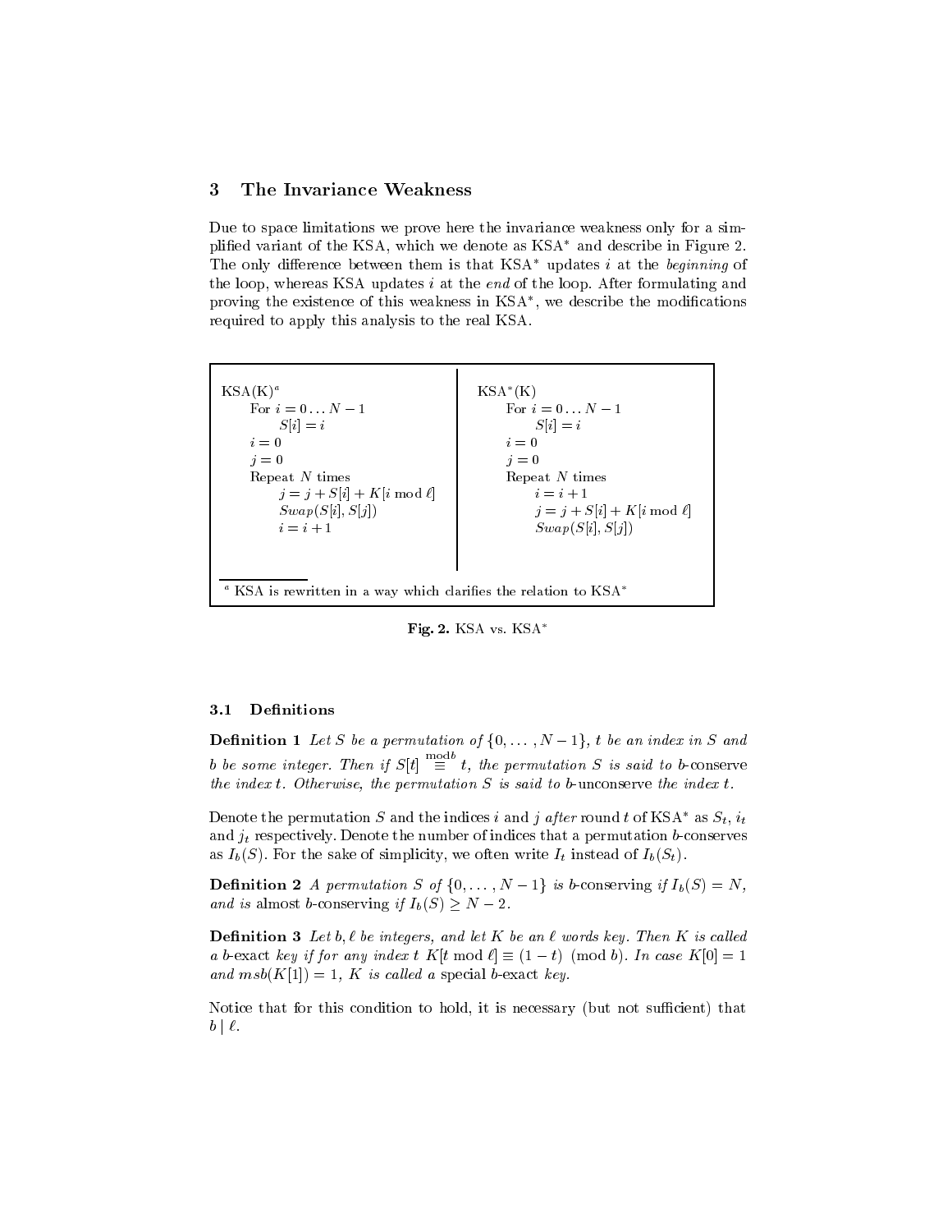## 3 The Invariance Weakness

Due to space limitations we prove here the invariance weakness only for a simplified variant of the KSA, which we denote as KSA$^*$ and describe in Figure 2. The only difference between them is that KSA$^*$ updates $i$ at the *beginning* of the loop, whereas KSA updates $i$ at the *end* of the loop. After formulating and proving the existence of this weakness in KSA$^*$, we describe the modifications required to apply this analysis to the real KSA.

```
KSA(K)^a                                KSA*(K)
    For i = 0 ... N-1                       For i = 0 ... N-1
        S[i] = i                                S[i] = i
    i = 0                                   i = 0
    j = 0                                   j = 0
    Repeat N times                          Repeat N times
        j = j + S[i] + K[i mod ℓ]               i = i + 1
        Swap(S[i], S[j])                        j = j + S[i] + K[i mod ℓ]
        i = i + 1                               Swap(S[i], S[j])
```

[a] KSA is rewritten in a way which clarifies the relation to KSA$^*$

**Fig. 2.** KSA vs. KSA$^*$

### 3.1 Definitions

**Definition 1** *Let $S$ be a permutation of $\{0, \ldots, N-1\}$, $t$ be an index in $S$ and $b$ be some integer. Then if $S[t] \overset{\bmod b}{\equiv} t$, the permutation $S$ is said to* b-conserve *the index $t$. Otherwise, the permutation $S$ is said to* b-unconserve *the index $t$.*

Denote the permutation $S$ and the indices $i$ and $j$ *after* round $t$ of KSA$^*$ as $S_t$, $i_t$ and $j_t$ respectively. Denote the number of indices that a permutation $b$-conserves as $I_b(S)$. For the sake of simplicity, we often write $I_t$ instead of $I_b(S_t)$.

**Definition 2** *A permutation $S$ of $\{0, \ldots, N-1\}$ is $b$-conserving if $I_b(S) = N$, and is* almost $b$-conserving *if $I_b(S) \geq N - 2$.*

**Definition 3** *Let $b, \ell$ be integers, and let $K$ be an $\ell$ words key. Then $K$ is called a* $b$-exact *key if for any index $t$ $K[t \bmod \ell] \equiv (1-t) \pmod b$. In case $K[0] = 1$ and $msb(K[1]) = 1$, $K$ is called a* special $b$-exact *key.*

Notice that for this condition to hold, it is necessary (but not sufficient) that $b \mid \ell$.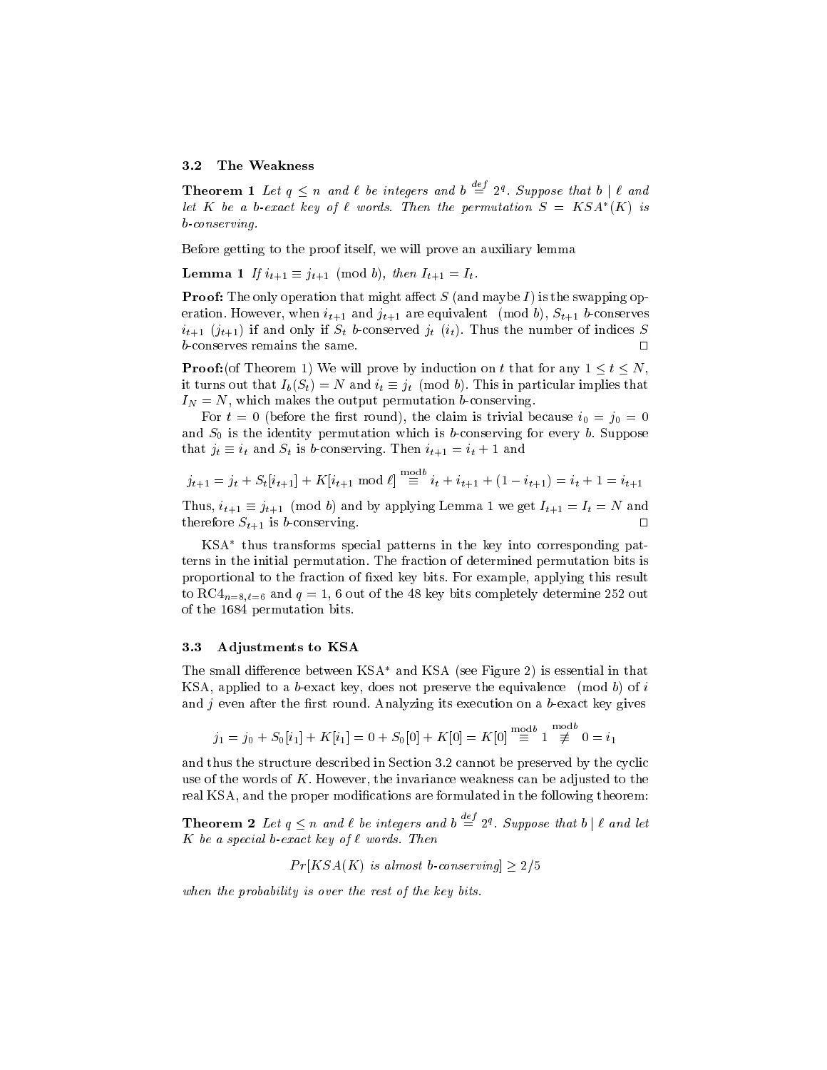### 3.2 The Weakness

**Theorem 1** *Let $q \leq n$ and $\ell$ be integers and $b \stackrel{def}{=} 2^q$. Suppose that $b \mid \ell$ and let $K$ be a $b$-exact key of $\ell$ words. Then the permutation $S = KSA^*(K)$ is $b$-conserving.*

Before getting to the proof itself, we will prove an auxiliary lemma

**Lemma 1** *If $i_{t+1} \equiv j_{t+1} \pmod b$, then $I_{t+1} = I_t$.*

**Proof:** The only operation that might affect $S$ (and maybe $I$) is the swapping operation. However, when $i_{t+1}$ and $j_{t+1}$ are equivalent $\pmod b$, $S_{t+1}$ $b$-conserves $i_{t+1}$ ($j_{t+1}$) if and only if $S_t$ $b$-conserved $j_t$ ($i_t$). Thus the number of indices $S$ $b$-conserves remains the same. □

**Proof:**(of Theorem 1) We will prove by induction on $t$ that for any $1 \leq t \leq N$, it turns out that $I_b(S_t) = N$ and $i_t \equiv j_t \pmod b$. This in particular implies that $I_N = N$, which makes the output permutation $b$-conserving.

For $t = 0$ (before the first round), the claim is trivial because $i_0 = j_0 = 0$ and $S_0$ is the identity permutation which is $b$-conserving for every $b$. Suppose that $j_t \equiv i_t$ and $S_t$ is $b$-conserving. Then $i_{t+1} = i_t + 1$ and

$$j_{t+1} = j_t + S_t[i_{t+1}] + K[i_{t+1} \bmod \ell] \stackrel{\bmod b}{\equiv} i_t + i_{t+1} + (1 - i_{t+1}) = i_t + 1 = i_{t+1}$$

Thus, $i_{t+1} \equiv j_{t+1} \pmod b$ and by applying Lemma 1 we get $I_{t+1} = I_t = N$ and therefore $S_{t+1}$ is $b$-conserving. □

KSA$^*$ thus transforms special patterns in the key into corresponding patterns in the initial permutation. The fraction of determined permutation bits is proportional to the fraction of fixed key bits. For example, applying this result to RC4$_{n=8,\ell=6}$ and $q = 1$, 6 out of the 48 key bits completely determine 252 out of the 1684 permutation bits.

### 3.3 Adjustments to KSA

The small difference between KSA$^*$ and KSA (see Figure 2) is essential in that KSA, applied to a $b$-exact key, does not preserve the equivalence $\pmod b$ of $i$ and $j$ even after the first round. Analyzing its execution on a $b$-exact key gives

$$j_1 = j_0 + S_0[i_1] + K[i_1] = 0 + S_0[0] + K[0] = K[0] \stackrel{\bmod b}{\equiv} 1 \stackrel{\bmod b}{\not\equiv} 0 = i_1$$

and thus the structure described in Section 3.2 cannot be preserved by the cyclic use of the words of $K$. However, the invariance weakness can be adjusted to the real KSA, and the proper modifications are formulated in the following theorem:

**Theorem 2** *Let $q \leq n$ and $\ell$ be integers and $b \stackrel{def}{=} 2^q$. Suppose that $b \mid \ell$ and let $K$ be a special $b$-exact key of $\ell$ words. Then*

$$Pr[KSA(K) \text{ is almost } b\text{-conserving}] \geq 2/5$$

*when the probability is over the rest of the key bits.*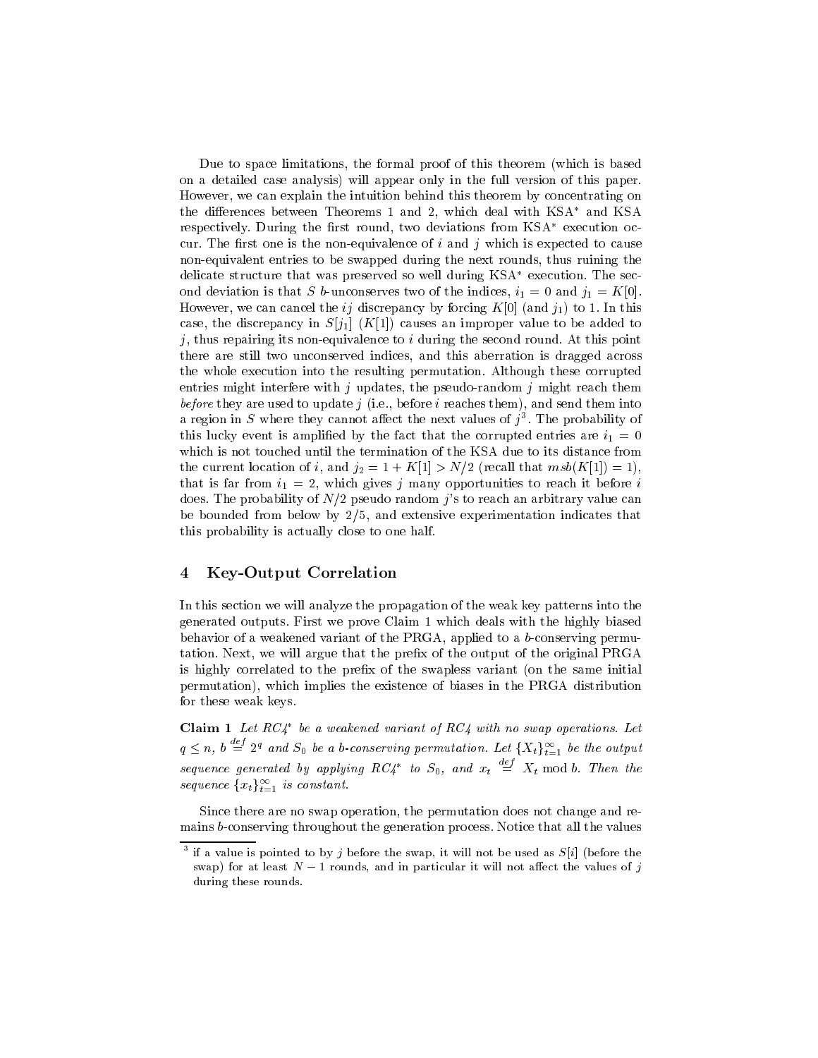Due to space limitations, the formal proof of this theorem (which is based on a detailed case analysis) will appear only in the full version of this paper. However, we can explain the intuition behind this theorem by concentrating on the differences between Theorems 1 and 2, which deal with KSA* and KSA respectively. During the first round, two deviations from KSA* execution occur. The first one is the non-equivalence of $i$ and $j$ which is expected to cause non-equivalent entries to be swapped during the next rounds, thus ruining the delicate structure that was preserved so well during KSA* execution. The second deviation is that $S$ $b$-unconserves two of the indices, $i_1 = 0$ and $j_1 = K[0]$. However, we can cancel the $ij$ discrepancy by forcing $K[0]$ (and $j_1$) to 1. In this case, the discrepancy in $S[j_1]$ ($K[1]$) causes an improper value to be added to $j$, thus repairing its non-equivalence to $i$ during the second round. At this point there are still two unconserved indices, and this aberration is dragged across the whole execution into the resulting permutation. Although these corrupted entries might interfere with $j$ updates, the pseudo-random $j$ might reach them *before* they are used to update $j$ (i.e., before $i$ reaches them), and send them into a region in $S$ where they cannot affect the next values of $j$[3]. The probability of this lucky event is amplified by the fact that the corrupted entries are $i_1 = 0$ which is not touched until the termination of the KSA due to its distance from the current location of $i$, and $j_2 = 1 + K[1] > N/2$ (recall that $msb(K[1]) = 1$), that is far from $i_1 = 2$, which gives $j$ many opportunities to reach it before $i$ does. The probability of $N/2$ pseudo random $j$'s to reach an arbitrary value can be bounded from below by $2/5$, and extensive experimentation indicates that this probability is actually close to one half.

## 4 Key-Output Correlation

In this section we will analyze the propagation of the weak key patterns into the generated outputs. First we prove Claim 1 which deals with the highly biased behavior of a weakened variant of the PRGA, applied to a $b$-conserving permutation. Next, we will argue that the prefix of the output of the original PRGA is highly correlated to the prefix of the swapless variant (on the same initial permutation), which implies the existence of biases in the PRGA distribution for these weak keys.

**Claim 1** *Let RC4\* be a weakened variant of RC4 with no swap operations. Let* $q \leq n$, $b \stackrel{def}{=} 2^q$ *and* $S_0$ *be a* $b$*-conserving permutation. Let* $\{X_t\}_{t=1}^{\infty}$ *be the output sequence generated by applying RC4\* to* $S_0$, *and* $x_t \stackrel{def}{=} X_t \bmod b$. *Then the sequence* $\{x_t\}_{t=1}^{\infty}$ *is constant.*

Since there are no swap operation, the permutation does not change and remains $b$-conserving throughout the generation process. Notice that all the values

[3] if a value is pointed to by $j$ before the swap, it will not be used as $S[i]$ (before the swap) for at least $N - 1$ rounds, and in particular it will not affect the values of $j$ during these rounds.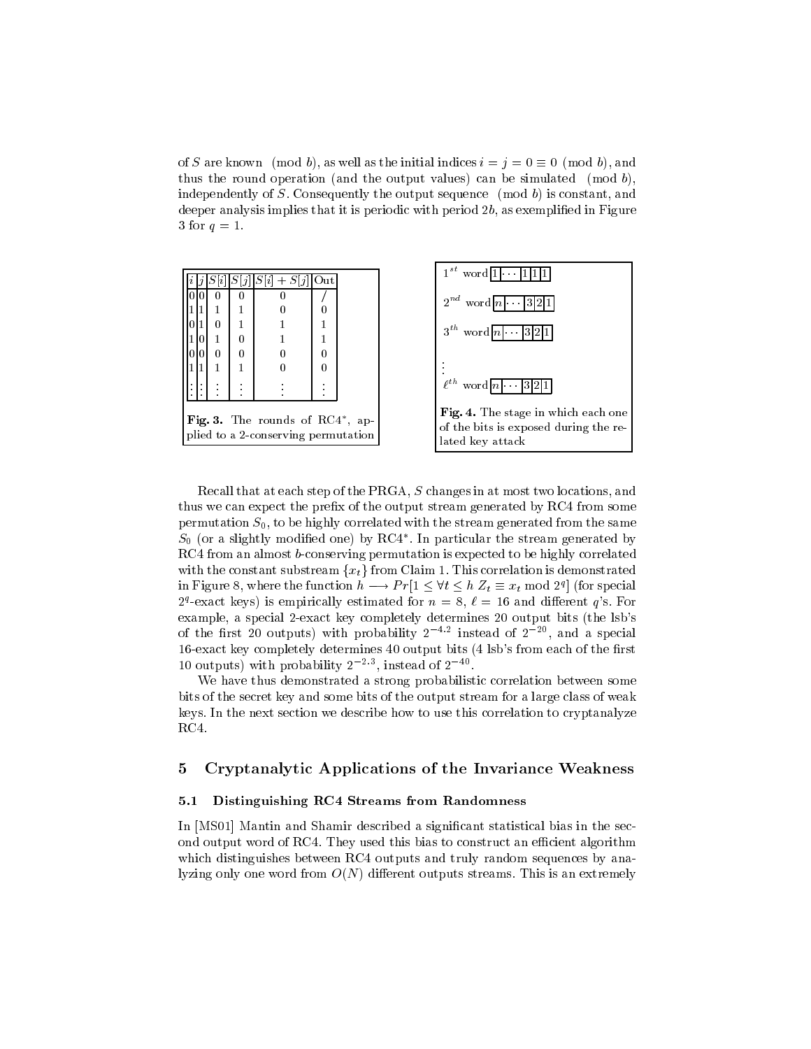of $S$ are known $\pmod b$, as well as the initial indices $i = j = 0 \equiv 0 \pmod b$, and thus the round operation (and the output values) can be simulated $\pmod b$, independently of $S$. Consequently the output sequence $\pmod b$ is constant, and deeper analysis implies that it is periodic with period $2b$, as exemplified in Figure 3 for $q = 1$.

| $i$ | $j$ | $S[i]$ | $S[j]$ | $S[i] + S[j]$ | Out |
|---|---|---|---|---|---|
| 0 | 0 | 0 | 0 | 0 | / |
| 1 | 1 | 1 | 1 | 0 | 0 |
| 0 | 1 | 0 | 1 | 1 | 1 |
| 1 | 0 | 1 | 0 | 1 | 1 |
| 0 | 0 | 0 | 0 | 0 | 0 |
| 1 | 1 | 1 | 1 | 0 | 0 |
| ⋮ | ⋮ | ⋮ | ⋮ | ⋮ | ⋮ |

**Fig. 3.** The rounds of RC4*, applied to a 2-conserving permutation

| | | | | | |
|---|---|---|---|---|---|
| $1^{st}$ word | 1 | ⋯ | 1 | 1 | 1 |
| $2^{nd}$ word | $n$ | ⋯ | 3 | 2 | 1 |
| $3^{th}$ word | $n$ | ⋯ | 3 | 2 | 1 |
| ⋮ | | | | | |
| $\ell^{th}$ word | $n$ | ⋯ | 3 | 2 | 1 |

**Fig. 4.** The stage in which each one of the bits is exposed during the related key attack

Recall that at each step of the PRGA, $S$ changes in at most two locations, and thus we can expect the prefix of the output stream generated by RC4 from some permutation $S_0$, to be highly correlated with the stream generated from the same $S_0$ (or a slightly modified one) by RC4*. In particular the stream generated by RC4 from an almost $b$-conserving permutation is expected to be highly correlated with the constant substream $\{x_t\}$ from Claim 1. This correlation is demonstrated in Figure 8, where the function $h \longrightarrow Pr[1 \leq \forall t \leq h \; Z_t \equiv x_t \bmod 2^q]$ (for special $2^q$-exact keys) is empirically estimated for $n = 8$, $\ell = 16$ and different $q$'s. For example, a special 2-exact key completely determines 20 output bits (the lsb's of the first 20 outputs) with probability $2^{-4.2}$ instead of $2^{-20}$, and a special 16-exact key completely determines 40 output bits (4 lsb's from each of the first 10 outputs) with probability $2^{-2.3}$, instead of $2^{-40}$.

We have thus demonstrated a strong probabilistic correlation between some bits of the secret key and some bits of the output stream for a large class of weak keys. In the next section we describe how to use this correlation to cryptanalyze RC4.

## 5 Cryptanalytic Applications of the Invariance Weakness

### 5.1 Distinguishing RC4 Streams from Randomness

In [MS01] Mantin and Shamir described a significant statistical bias in the second output word of RC4. They used this bias to construct an efficient algorithm which distinguishes between RC4 outputs and truly random sequences by analyzing only one word from $O(N)$ different outputs streams. This is an extremely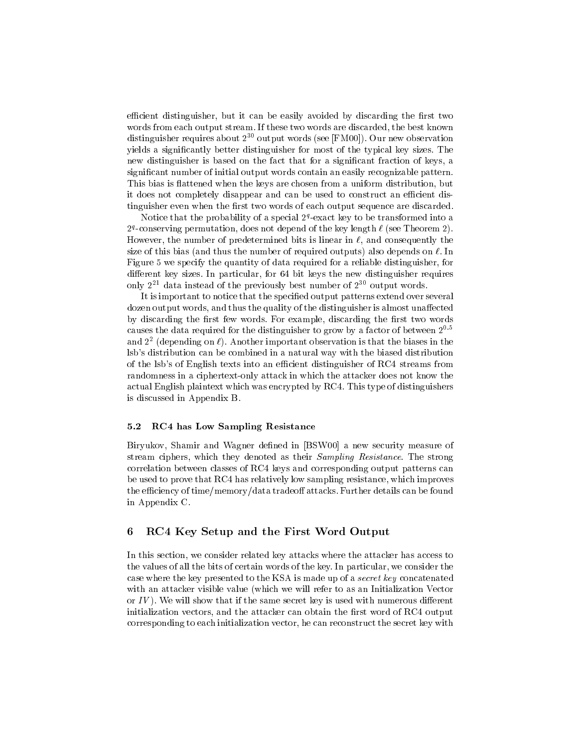efficient distinguisher, but it can be easily avoided by discarding the first two words from each output stream. If these two words are discarded, the best known distinguisher requires about $2^{30}$ output words (see [FM00]). Our new observation yields a significantly better distinguisher for most of the typical key sizes. The new distinguisher is based on the fact that for a significant fraction of keys, a significant number of initial output words contain an easily recognizable pattern. This bias is flattened when the keys are chosen from a uniform distribution, but it does not completely disappear and can be used to construct an efficient distinguisher even when the first two words of each output sequence are discarded.

Notice that the probability of a special $2^q$-exact key to be transformed into a $2^q$-conserving permutation, does not depend of the key length $\ell$ (see Theorem 2). However, the number of predetermined bits is linear in $\ell$, and consequently the size of this bias (and thus the number of required outputs) also depends on $\ell$. In Figure 5 we specify the quantity of data required for a reliable distinguisher, for different key sizes. In particular, for 64 bit keys the new distinguisher requires only $2^{21}$ data instead of the previously best number of $2^{30}$ output words.

It is important to notice that the specified output patterns extend over several dozen output words, and thus the quality of the distinguisher is almost unaffected by discarding the first few words. For example, discarding the first two words causes the data required for the distinguisher to grow by a factor of between $2^{0.5}$ and $2^2$ (depending on $\ell$). Another important observation is that the biases in the lsb's distribution can be combined in a natural way with the biased distribution of the lsb's of English texts into an efficient distinguisher of RC4 streams from randomness in a ciphertext-only attack in which the attacker does not know the actual English plaintext which was encrypted by RC4. This type of distinguishers is discussed in Appendix B.

### 5.2 RC4 has Low Sampling Resistance

Biryukov, Shamir and Wagner defined in [BSW00] a new security measure of stream ciphers, which they denoted as their *Sampling Resistance*. The strong correlation between classes of RC4 keys and corresponding output patterns can be used to prove that RC4 has relatively low sampling resistance, which improves the efficiency of time/memory/data tradeoff attacks. Further details can be found in Appendix C.

## 6 RC4 Key Setup and the First Word Output

In this section, we consider related key attacks where the attacker has access to the values of all the bits of certain words of the key. In particular, we consider the case where the key presented to the KSA is made up of a *secret key* concatenated with an attacker visible value (which we will refer to as an Initialization Vector or *IV*). We will show that if the same secret key is used with numerous different initialization vectors, and the attacker can obtain the first word of RC4 output corresponding to each initialization vector, he can reconstruct the secret key with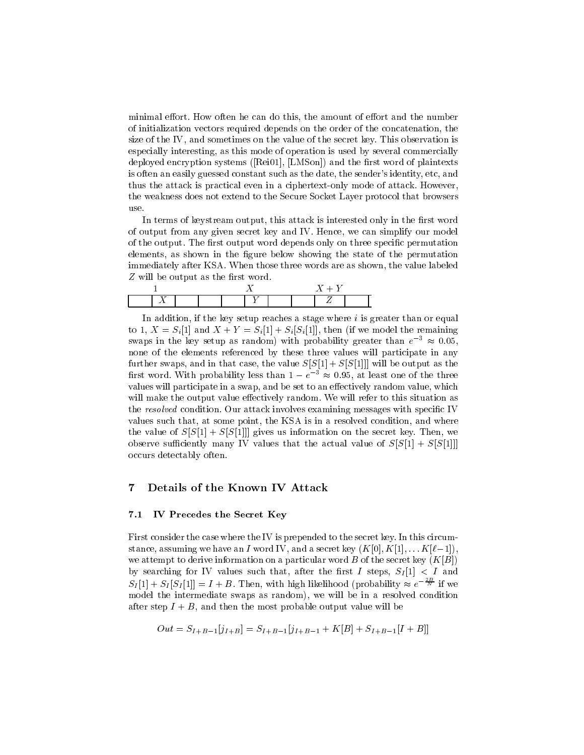minimal effort. How often he can do this, the amount of effort and the number of initialization vectors required depends on the order of the concatenation, the size of the IV, and sometimes on the value of the secret key. This observation is especially interesting, as this mode of operation is used by several commercially deployed encryption systems ([Rei01], [LMSon]) and the first word of plaintexts is often an easily guessed constant such as the date, the sender's identity, etc, and thus the attack is practical even in a ciphertext-only mode of attack. However, the weakness does not extend to the Secure Socket Layer protocol that browsers use.

In terms of keystream output, this attack is interested only in the first word of output from any given secret key and IV. Hence, we can simplify our model of the output. The first output word depends only on three specific permutation elements, as shown in the figure below showing the state of the permutation immediately after KSA. When those three words are as shown, the value labeled $Z$ will be output as the first word.

| | 1 | | | | $X$ | | | $X+Y$ | |
|---|---|---|---|---|---|---|---|---|---|
| | $X$ | | | | $Y$ | | | $Z$ | |

In addition, if the key setup reaches a stage where $i$ is greater than or equal to 1, $X = S_i[1]$ and $X + Y = S_i[1] + S_i[S_i[1]]$, then (if we model the remaining swaps in the key setup as random) with probability greater than $e^{-3} \approx 0.05$, none of the elements referenced by these three values will participate in any further swaps, and in that case, the value $S[S[1] + S[S[1]]]$ will be output as the first word. With probability less than $1 - e^{-3} \approx 0.95$, at least one of the three values will participate in a swap, and be set to an effectively random value, which will make the output value effectively random. We will refer to this situation as the *resolved* condition. Our attack involves examining messages with specific IV values such that, at some point, the KSA is in a resolved condition, and where the value of $S[S[1] + S[S[1]]]$ gives us information on the secret key. Then, we observe sufficiently many IV values that the actual value of $S[S[1] + S[S[1]]]$ occurs detectably often.

## 7 Details of the Known IV Attack

### 7.1 IV Precedes the Secret Key

First consider the case where the IV is prepended to the secret key. In this circumstance, assuming we have an $I$ word IV, and a secret key $(K[0], K[1], \ldots K[\ell-1])$, we attempt to derive information on a particular word $B$ of the secret key $(K[B])$ by searching for IV values such that, after the first $I$ steps, $S_I[1] < I$ and $S_I[1] + S_I[S_I[1]] = I + B$. Then, with high likelihood (probability $\approx e^{-\frac{2B}{N}}$ if we model the intermediate swaps as random), we will be in a resolved condition after step $I + B$, and then the most probable output value will be

$$Out = S_{I+B-1}[j_{I+B}] = S_{I+B-1}[j_{I+B-1} + K[B] + S_{I+B-1}[I + B]]$$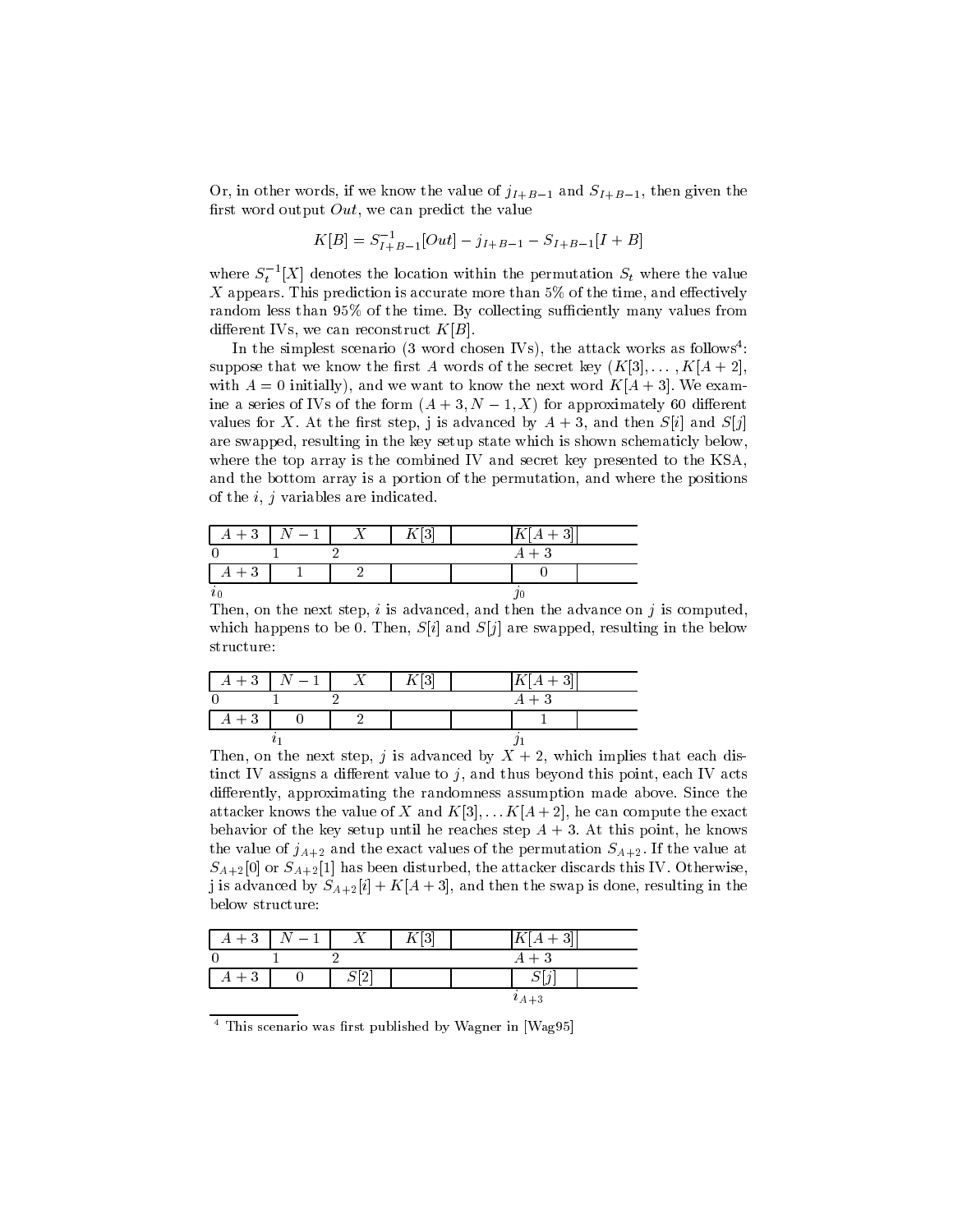Or, in other words, if we know the value of $j_{I+B-1}$ and $S_{I+B-1}$, then given the first word output $Out$, we can predict the value

$$K[B] = S^{-1}_{I+B-1}[Out] - j_{I+B-1} - S_{I+B-1}[I+B]$$

where $S_t^{-1}[X]$ denotes the location within the permutation $S_t$ where the value $X$ appears. This prediction is accurate more than 5% of the time, and effectively random less than 95% of the time. By collecting sufficiently many values from different IVs, we can reconstruct $K[B]$.

In the simplest scenario (3 word chosen IVs), the attack works as follows[4]: suppose that we know the first $A$ words of the secret key ($K[3], \ldots, K[A+2]$, with $A = 0$ initially), and we want to know the next word $K[A+3]$. We examine a series of IVs of the form $(A+3, N-1, X)$ for approximately 60 different values for $X$. At the first step, j is advanced by $A+3$, and then $S[i]$ and $S[j]$ are swapped, resulting in the key setup state which is shown schematicly below, where the top array is the combined IV and secret key presented to the KSA, and the bottom array is a portion of the permutation, and where the positions of the $i$, $j$ variables are indicated.

| $A+3$ | $N-1$ | $X$ | $K[3]$ | | $K[A+3]$ | |
|---|---|---|---|---|---|---|
| 0 | 1 | 2 | | | $A+3$ | |
| $A+3$ | 1 | 2 | | | 0 | |
| $i_0$ | | | | | $j_0$ | |

Then, on the next step, $i$ is advanced, and then the advance on $j$ is computed, which happens to be 0. Then, $S[i]$ and $S[j]$ are swapped, resulting in the below structure:

| $A+3$ | $N-1$ | $X$ | $K[3]$ | | $K[A+3]$ | |
|---|---|---|---|---|---|---|
| 0 | 1 | 2 | | | $A+3$ | |
| $A+3$ | 0 | 2 | | | 1 | |
| | $i_1$ | | | | $j_1$ | |

Then, on the next step, $j$ is advanced by $X+2$, which implies that each distinct IV assigns a different value to $j$, and thus beyond this point, each IV acts differently, approximating the randomness assumption made above. Since the attacker knows the value of $X$ and $K[3], \ldots K[A+2]$, he can compute the exact behavior of the key setup until he reaches step $A+3$. At this point, he knows the value of $j_{A+2}$ and the exact values of the permutation $S_{A+2}$. If the value at $S_{A+2}[0]$ or $S_{A+2}[1]$ has been disturbed, the attacker discards this IV. Otherwise, j is advanced by $S_{A+2}[i] + K[A+3]$, and then the swap is done, resulting in the below structure:

| $A+3$ | $N-1$ | $X$ | $K[3]$ | | $K[A+3]$ | |
|---|---|---|---|---|---|---|
| 0 | 1 | 2 | | | $A+3$ | |
| $A+3$ | 0 | $S[2]$ | | | $S[j]$ | |
| | | | | | $i_{A+3}$ | |

[4] This scenario was first published by Wagner in [Wag95]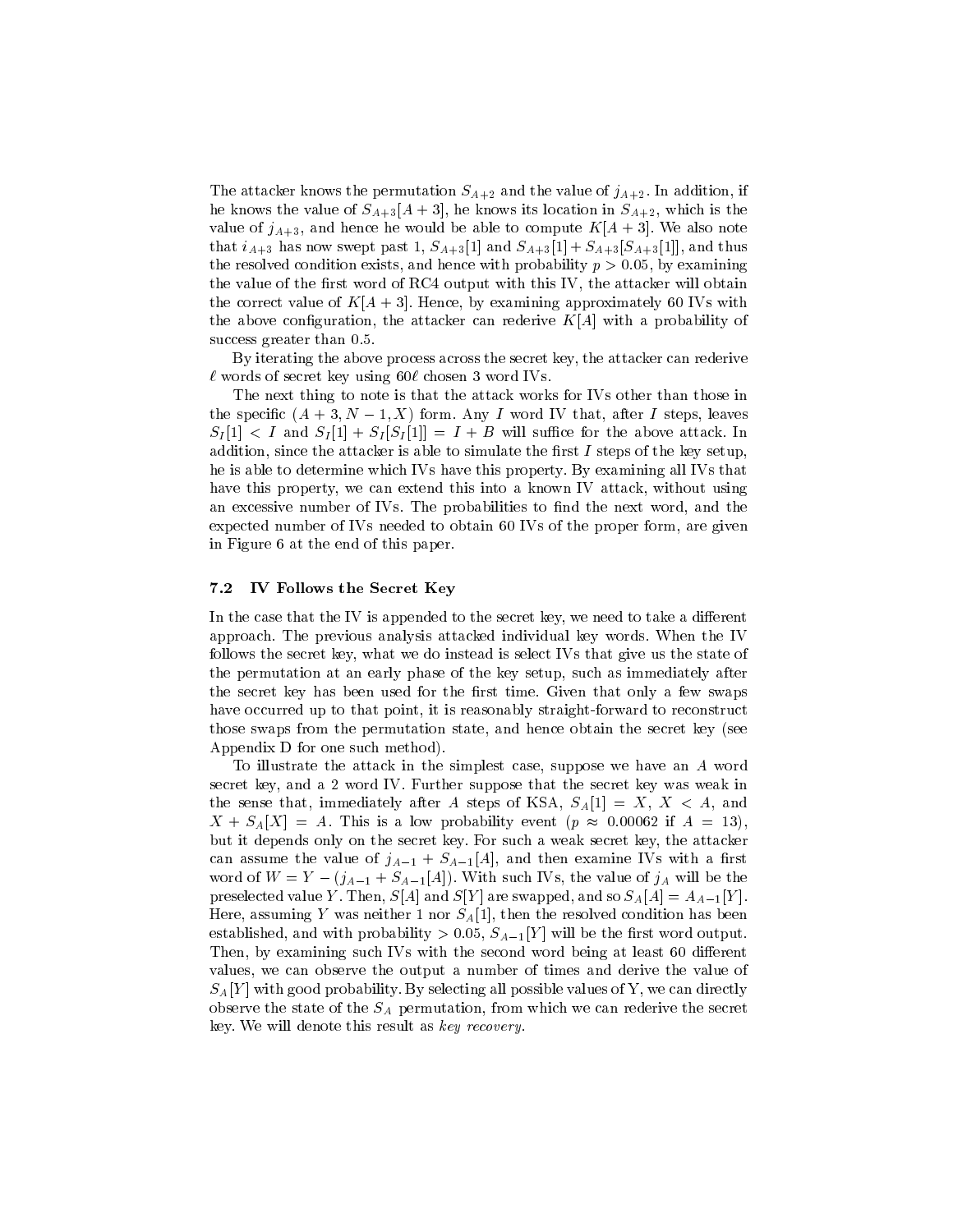The attacker knows the permutation $S_{A+2}$ and the value of $j_{A+2}$. In addition, if he knows the value of $S_{A+3}[A+3]$, he knows its location in $S_{A+2}$, which is the value of $j_{A+3}$, and hence he would be able to compute $K[A+3]$. We also note that $i_{A+3}$ has now swept past 1, $S_{A+3}[1]$ and $S_{A+3}[1] + S_{A+3}[S_{A+3}[1]]$, and thus the resolved condition exists, and hence with probability $p > 0.05$, by examining the value of the first word of RC4 output with this IV, the attacker will obtain the correct value of $K[A+3]$. Hence, by examining approximately 60 IVs with the above configuration, the attacker can rederive $K[A]$ with a probability of success greater than 0.5.

By iterating the above process across the secret key, the attacker can rederive $\ell$ words of secret key using $60\ell$ chosen 3 word IVs.

The next thing to note is that the attack works for IVs other than those in the specific $(A+3, N-1, X)$ form. Any $I$ word IV that, after $I$ steps, leaves $S_I[1] < I$ and $S_I[1] + S_I[S_I[1]] = I + B$ will suffice for the above attack. In addition, since the attacker is able to simulate the first $I$ steps of the key setup, he is able to determine which IVs have this property. By examining all IVs that have this property, we can extend this into a known IV attack, without using an excessive number of IVs. The probabilities to find the next word, and the expected number of IVs needed to obtain 60 IVs of the proper form, are given in Figure 6 at the end of this paper.

### 7.2 IV Follows the Secret Key

In the case that the IV is appended to the secret key, we need to take a different approach. The previous analysis attacked individual key words. When the IV follows the secret key, what we do instead is select IVs that give us the state of the permutation at an early phase of the key setup, such as immediately after the secret key has been used for the first time. Given that only a few swaps have occurred up to that point, it is reasonably straight-forward to reconstruct those swaps from the permutation state, and hence obtain the secret key (see Appendix D for one such method).

To illustrate the attack in the simplest case, suppose we have an $A$ word secret key, and a 2 word IV. Further suppose that the secret key was weak in the sense that, immediately after $A$ steps of KSA, $S_A[1] = X$, $X < A$, and $X + S_A[X] = A$. This is a low probability event ($p \approx 0.00062$ if $A = 13$), but it depends only on the secret key. For such a weak secret key, the attacker can assume the value of $j_{A-1} + S_{A-1}[A]$, and then examine IVs with a first word of $W = Y - (j_{A-1} + S_{A-1}[A])$. With such IVs, the value of $j_A$ will be the preselected value $Y$. Then, $S[A]$ and $S[Y]$ are swapped, and so $S_A[A] = A_{A-1}[Y]$. Here, assuming $Y$ was neither 1 nor $S_A[1]$, then the resolved condition has been established, and with probability $> 0.05$, $S_{A-1}[Y]$ will be the first word output. Then, by examining such IVs with the second word being at least 60 different values, we can observe the output a number of times and derive the value of $S_A[Y]$ with good probability. By selecting all possible values of Y, we can directly observe the state of the $S_A$ permutation, from which we can rederive the secret key. We will denote this result as *key recovery*.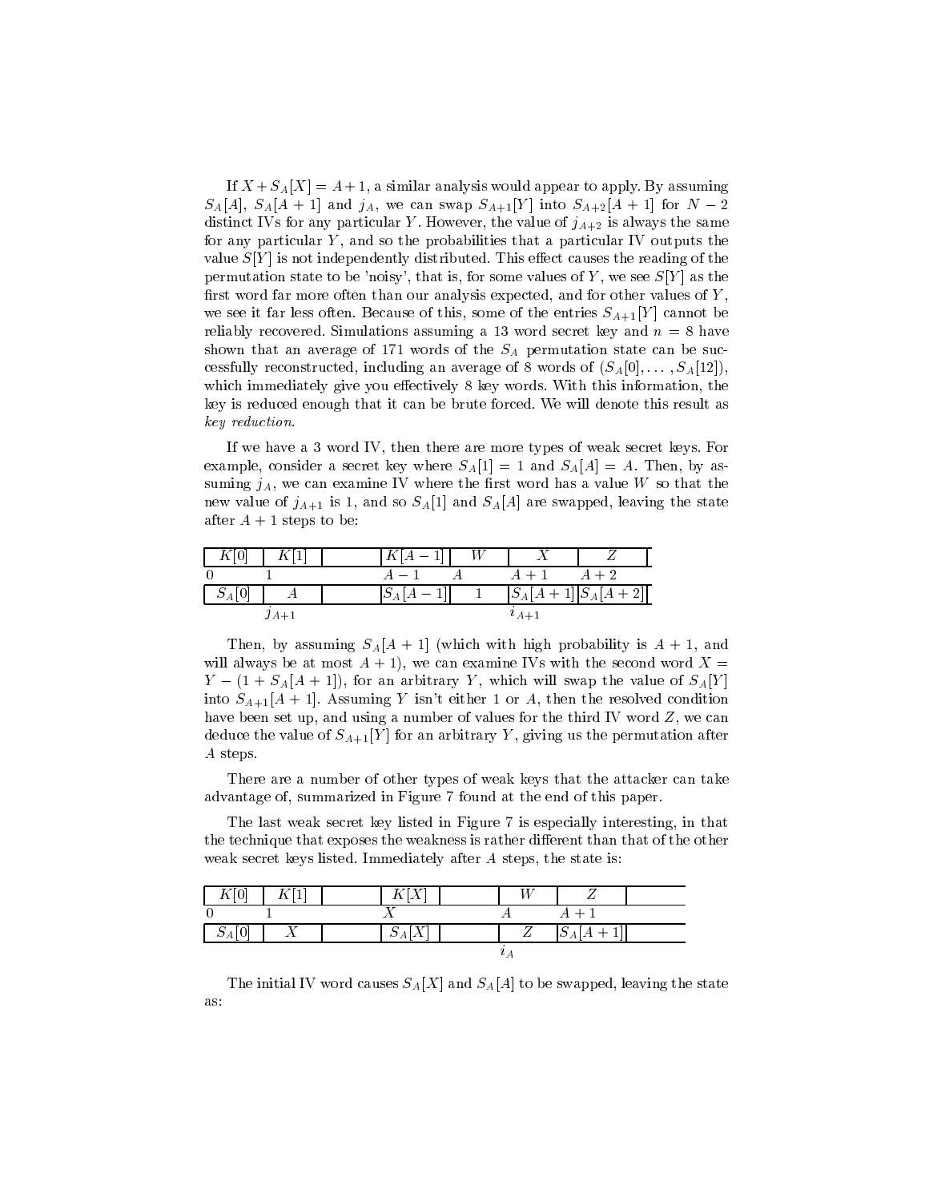If $X + S_A[X] = A + 1$, a similar analysis would appear to apply. By assuming $S_A[A]$, $S_A[A+1]$ and $j_A$, we can swap $S_{A+1}[Y]$ into $S_{A+2}[A+1]$ for $N-2$ distinct IVs for any particular $Y$. However, the value of $j_{A+2}$ is always the same for any particular $Y$, and so the probabilities that a particular IV outputs the value $S[Y]$ is not independently distributed. This effect causes the reading of the permutation state to be 'noisy', that is, for some values of $Y$, we see $S[Y]$ as the first word far more often than our analysis expected, and for other values of $Y$, we see it far less often. Because of this, some of the entries $S_{A+1}[Y]$ cannot be reliably recovered. Simulations assuming a 13 word secret key and $n = 8$ have shown that an average of 171 words of the $S_A$ permutation state can be successfully reconstructed, including an average of 8 words of $(S_A[0], \ldots, S_A[12])$, which immediately give you effectively 8 key words. With this information, the key is reduced enough that it can be brute forced. We will denote this result as *key reduction*.

If we have a 3 word IV, then there are more types of weak secret keys. For example, consider a secret key where $S_A[1] = 1$ and $S_A[A] = A$. Then, by assuming $j_A$, we can examine IV where the first word has a value $W$ so that the new value of $j_{A+1}$ is 1, and so $S_A[1]$ and $S_A[A]$ are swapped, leaving the state after $A+1$ steps to be:

| $K[0]$ | $K[1]$ | | $K[A-1]$ | $W$ | $X$ | $Z$ |
|---|---|---|---|---|---|---|
| 0 | 1 | | $A-1$ | $A$ | $A+1$ | $A+2$ |
| $S_A[0]$ | $A$ | | $S_A[A-1]$ | 1 | $S_A[A+1]$ | $S_A[A+2]$ |
| | $j_{A+1}$ | | | | $i_{A+1}$ | |

Then, by assuming $S_A[A+1]$ (which with high probability is $A+1$, and will always be at most $A+1$), we can examine IVs with the second word $X = Y - (1 + S_A[A+1])$, for an arbitrary $Y$, which will swap the value of $S_A[Y]$ into $S_{A+1}[A+1]$. Assuming $Y$ isn't either 1 or $A$, then the resolved condition have been set up, and using a number of values for the third IV word $Z$, we can deduce the value of $S_{A+1}[Y]$ for an arbitrary $Y$, giving us the permutation after $A$ steps.

There are a number of other types of weak keys that the attacker can take advantage of, summarized in Figure 7 found at the end of this paper.

The last weak secret key listed in Figure 7 is especially interesting, in that the technique that exposes the weakness is rather different than that of the other weak secret keys listed. Immediately after $A$ steps, the state is:

| $K[0]$ | $K[1]$ | | $K[X]$ | | $W$ | $Z$ | |
|---|---|---|---|---|---|---|---|
| 0 | 1 | | $X$ | | $A$ | $A+1$ | |
| $S_A[0]$ | $X$ | | $S_A[X]$ | | $Z$ | $S_A[A+1]$ | |
| | | | | | $i_A$ | | |

The initial IV word causes $S_A[X]$ and $S_A[A]$ to be swapped, leaving the state as: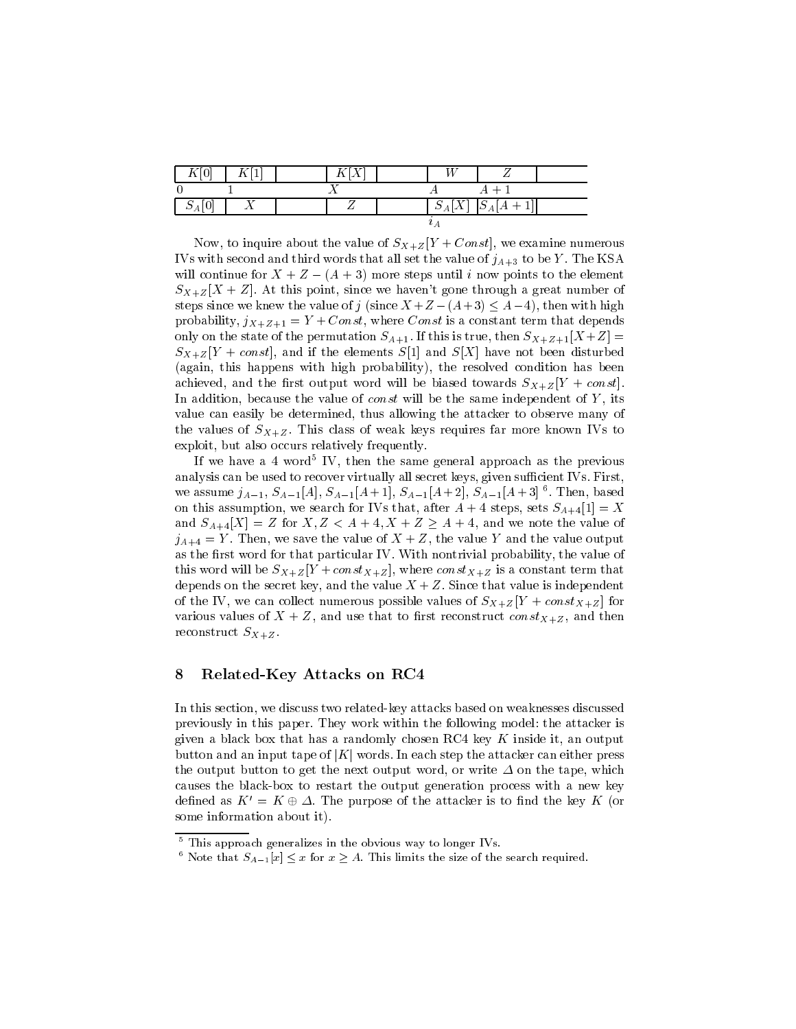| $K[0]$ | $K[1]$ | | $K[X]$ | | $W$ | $Z$ | |
|---|---|---|---|---|---|---|---|
| 0 | 1 | | $X$ | | $A$ | $A+1$ | |
| $S_A[0]$ | $X$ | | $Z$ | | $S_A[X]$ | $S_A[A+1]$ | |
| | | | | | $i_A$ | | |

Now, to inquire about the value of $S_{X+Z}[Y + Const]$, we examine numerous IVs with second and third words that all set the value of $j_{A+3}$ to be $Y$. The KSA will continue for $X + Z - (A + 3)$ more steps until $i$ now points to the element $S_{X+Z}[X + Z]$. At this point, since we haven't gone through a great number of steps since we knew the value of $j$ (since $X+Z-(A+3) \leq A-4$), then with high probability, $j_{X+Z+1} = Y + Const$, where $Const$ is a constant term that depends only on the state of the permutation $S_{A+1}$. If this is true, then $S_{X+Z+1}[X+Z] = S_{X+Z}[Y + const]$, and if the elements $S[1]$ and $S[X]$ have not been disturbed (again, this happens with high probability), the resolved condition has been achieved, and the first output word will be biased towards $S_{X+Z}[Y + const]$. In addition, because the value of $const$ will be the same independent of $Y$, its value can easily be determined, thus allowing the attacker to observe many of the values of $S_{X+Z}$. This class of weak keys requires far more known IVs to exploit, but also occurs relatively frequently.

If we have a 4 word[5] IV, then the same general approach as the previous analysis can be used to recover virtually all secret keys, given sufficient IVs. First, we assume $j_{A-1}$, $S_{A-1}[A]$, $S_{A-1}[A+1]$, $S_{A-1}[A+2]$, $S_{A-1}[A+3]$ [6]. Then, based on this assumption, we search for IVs that, after $A+4$ steps, sets $S_{A+4}[1] = X$ and $S_{A+4}[X] = Z$ for $X, Z < A+4, X+Z \geq A+4$, and we note the value of $j_{A+4} = Y$. Then, we save the value of $X + Z$, the value $Y$ and the value output as the first word for that particular IV. With nontrivial probability, the value of this word will be $S_{X+Z}[Y + const_{X+Z}]$, where $const_{X+Z}$ is a constant term that depends on the secret key, and the value $X + Z$. Since that value is independent of the IV, we can collect numerous possible values of $S_{X+Z}[Y + const_{X+Z}]$ for various values of $X + Z$, and use that to first reconstruct $const_{X+Z}$, and then reconstruct $S_{X+Z}$.

## 8 Related-Key Attacks on RC4

In this section, we discuss two related-key attacks based on weaknesses discussed previously in this paper. They work within the following model: the attacker is given a black box that has a randomly chosen RC4 key $K$ inside it, an output button and an input tape of $|K|$ words. In each step the attacker can either press the output button to get the next output word, or write $\Delta$ on the tape, which causes the black-box to restart the output generation process with a new key defined as $K' = K \oplus \Delta$. The purpose of the attacker is to find the key $K$ (or some information about it).

---

[5] This approach generalizes in the obvious way to longer IVs.

[6] Note that $S_{A-1}[x] \leq x$ for $x \geq A$. This limits the size of the search required.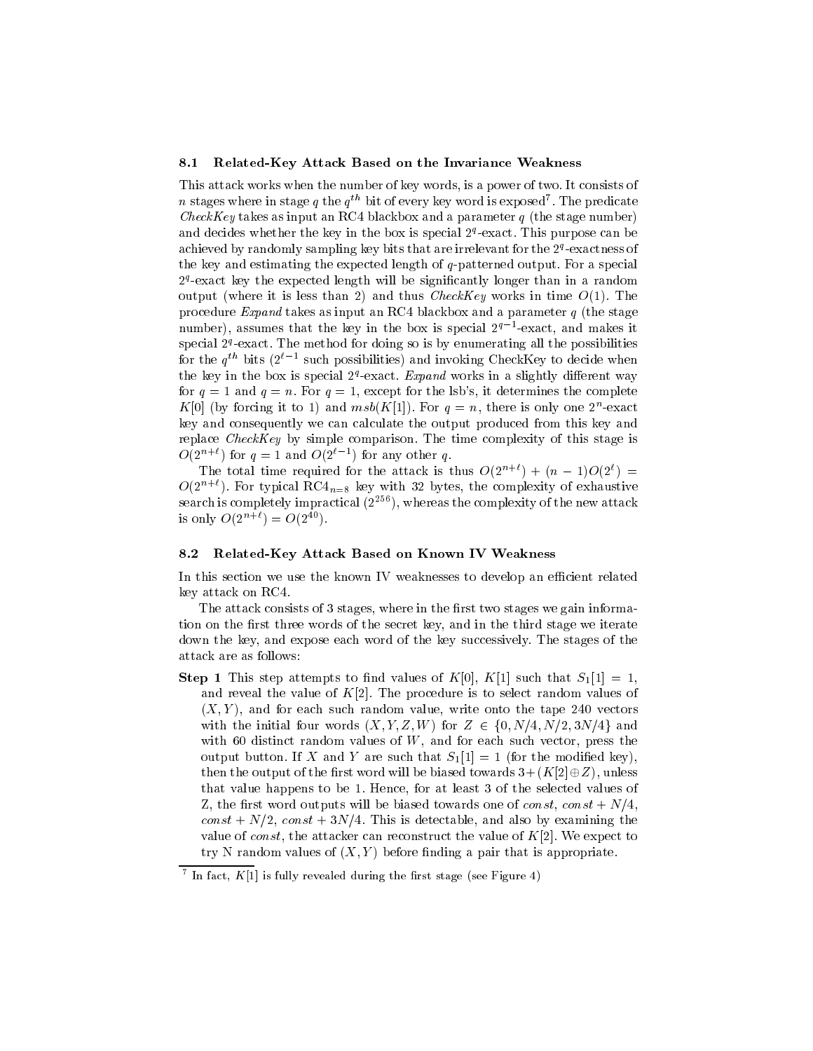### 8.1 Related-Key Attack Based on the Invariance Weakness

This attack works when the number of key words, is a power of two. It consists of $n$ stages where in stage $q$ the $q^{th}$ bit of every key word is exposed[7]. The predicate *CheckKey* takes as input an RC4 blackbox and a parameter $q$ (the stage number) and decides whether the key in the box is special $2^q$-exact. This purpose can be achieved by randomly sampling key bits that are irrelevant for the $2^q$-exactness of the key and estimating the expected length of $q$-patterned output. For a special $2^q$-exact key the expected length will be significantly longer than in a random output (where it is less than 2) and thus *CheckKey* works in time $O(1)$. The procedure *Expand* takes as input an RC4 blackbox and a parameter $q$ (the stage number), assumes that the key in the box is special $2^{q-1}$-exact, and makes it special $2^q$-exact. The method for doing so is by enumerating all the possibilities for the $q^{th}$ bits ($2^{\ell-1}$ such possibilities) and invoking CheckKey to decide when the key in the box is special $2^q$-exact. *Expand* works in a slightly different way for $q = 1$ and $q = n$. For $q = 1$, except for the lsb's, it determines the complete $K[0]$ (by forcing it to 1) and $msb(K[1])$. For $q = n$, there is only one $2^n$-exact key and consequently we can calculate the output produced from this key and replace *CheckKey* by simple comparison. The time complexity of this stage is $O(2^{n+\ell})$ for $q = 1$ and $O(2^{\ell-1})$ for any other $q$.

The total time required for the attack is thus $O(2^{n+\ell}) + (n-1)O(2^{\ell}) = O(2^{n+\ell})$. For typical $RC4_{n=8}$ key with 32 bytes, the complexity of exhaustive search is completely impractical ($2^{256}$), whereas the complexity of the new attack is only $O(2^{n+\ell}) = O(2^{40})$.

### 8.2 Related-Key Attack Based on Known IV Weakness

In this section we use the known IV weaknesses to develop an efficient related key attack on RC4.

The attack consists of 3 stages, where in the first two stages we gain information on the first three words of the secret key, and in the third stage we iterate down the key, and expose each word of the key successively. The stages of the attack are as follows:

**Step 1** This step attempts to find values of $K[0]$, $K[1]$ such that $S_1[1] = 1$, and reveal the value of $K[2]$. The procedure is to select random values of $(X, Y)$, and for each such random value, write onto the tape 240 vectors with the initial four words $(X, Y, Z, W)$ for $Z \in \{0, N/4, N/2, 3N/4\}$ and with 60 distinct random values of $W$, and for each such vector, press the output button. If $X$ and $Y$ are such that $S_1[1] = 1$ (for the modified key), then the output of the first word will be biased towards $3+(K[2] \oplus Z)$, unless that value happens to be 1. Hence, for at least 3 of the selected values of Z, the first word outputs will be biased towards one of $const$, $const + N/4$, $const + N/2$, $const + 3N/4$. This is detectable, and also by examining the value of $const$, the attacker can reconstruct the value of $K[2]$. We expect to try N random values of $(X, Y)$ before finding a pair that is appropriate.

[7] In fact, $K[1]$ is fully revealed during the first stage (see Figure 4)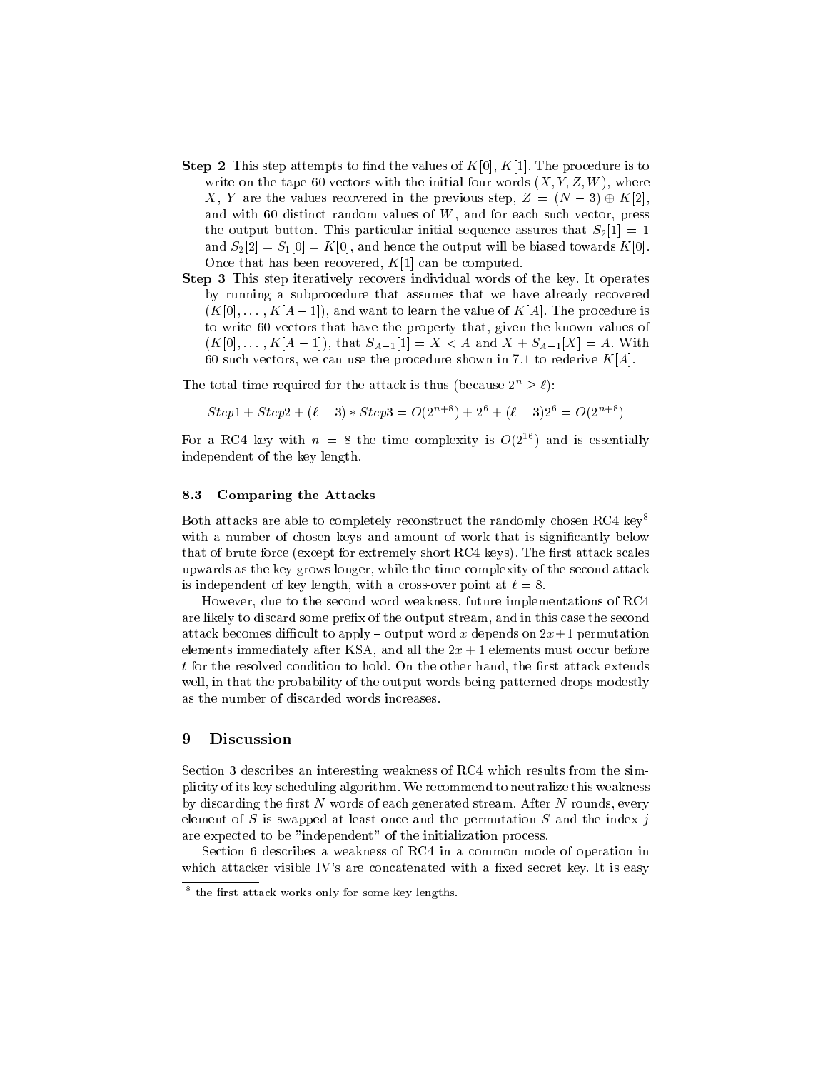**Step 2** This step attempts to find the values of $K[0]$, $K[1]$. The procedure is to write on the tape 60 vectors with the initial four words $(X, Y, Z, W)$, where $X$, $Y$ are the values recovered in the previous step, $Z = (N - 3) \oplus K[2]$, and with 60 distinct random values of $W$, and for each such vector, press the output button. This particular initial sequence assures that $S_2[1] = 1$ and $S_2[2] = S_1[0] = K[0]$, and hence the output will be biased towards $K[0]$. Once that has been recovered, $K[1]$ can be computed.

**Step 3** This step iteratively recovers individual words of the key. It operates by running a subprocedure that assumes that we have already recovered $(K[0], \ldots, K[A-1])$, and want to learn the value of $K[A]$. The procedure is to write 60 vectors that have the property that, given the known values of $(K[0], \ldots, K[A-1])$, that $S_{A-1}[1] = X < A$ and $X + S_{A-1}[X] = A$. With 60 such vectors, we can use the procedure shown in 7.1 to rederive $K[A]$.

The total time required for the attack is thus (because $2^n \geq \ell$):

$$Step1 + Step2 + (\ell - 3) * Step3 = O(2^{n+8}) + 2^6 + (\ell - 3)2^6 = O(2^{n+8})$$

For a RC4 key with $n = 8$ the time complexity is $O(2^{16})$ and is essentially independent of the key length.

### 8.3 Comparing the Attacks

Both attacks are able to completely reconstruct the randomly chosen RC4 key[8] with a number of chosen keys and amount of work that is significantly below that of brute force (except for extremely short RC4 keys). The first attack scales upwards as the key grows longer, while the time complexity of the second attack is independent of key length, with a cross-over point at $\ell = 8$.

However, due to the second word weakness, future implementations of RC4 are likely to discard some prefix of the output stream, and in this case the second attack becomes difficult to apply – output word $x$ depends on $2x+1$ permutation elements immediately after KSA, and all the $2x + 1$ elements must occur before $t$ for the resolved condition to hold. On the other hand, the first attack extends well, in that the probability of the output words being patterned drops modestly as the number of discarded words increases.

## 9 Discussion

Section 3 describes an interesting weakness of RC4 which results from the simplicity of its key scheduling algorithm. We recommend to neutralize this weakness by discarding the first $N$ words of each generated stream. After $N$ rounds, every element of $S$ is swapped at least once and the permutation $S$ and the index $j$ are expected to be "independent" of the initialization process.

Section 6 describes a weakness of RC4 in a common mode of operation in which attacker visible IV's are concatenated with a fixed secret key. It is easy

[8] the first attack works only for some key lengths.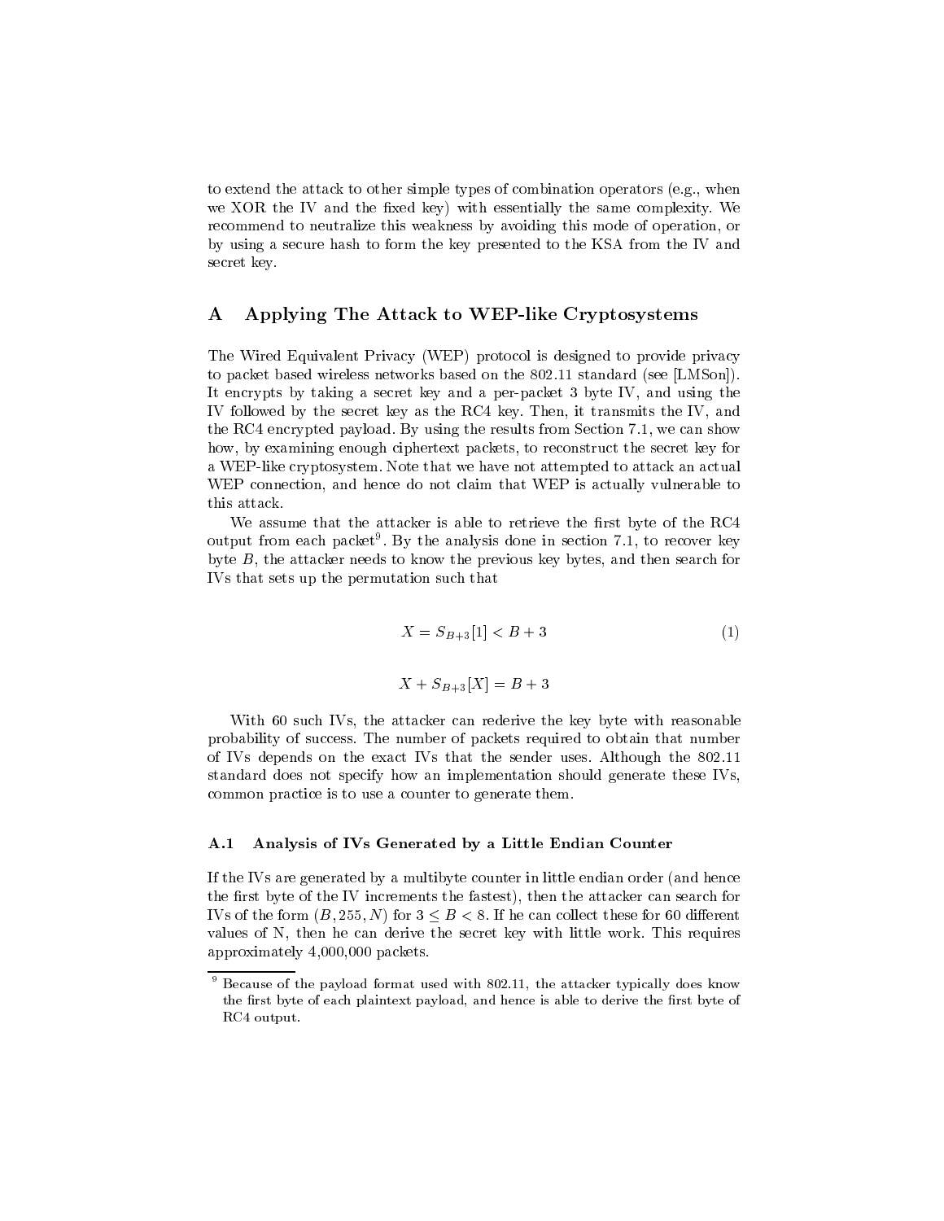to extend the attack to other simple types of combination operators (e.g., when we XOR the IV and the fixed key) with essentially the same complexity. We recommend to neutralize this weakness by avoiding this mode of operation, or by using a secure hash to form the key presented to the KSA from the IV and secret key.

## A Applying The Attack to WEP-like Cryptosystems

The Wired Equivalent Privacy (WEP) protocol is designed to provide privacy to packet based wireless networks based on the 802.11 standard (see [LMSon]). It encrypts by taking a secret key and a per-packet 3 byte IV, and using the IV followed by the secret key as the RC4 key. Then, it transmits the IV, and the RC4 encrypted payload. By using the results from Section 7.1, we can show how, by examining enough ciphertext packets, to reconstruct the secret key for a WEP-like cryptosystem. Note that we have not attempted to attack an actual WEP connection, and hence do not claim that WEP is actually vulnerable to this attack.

We assume that the attacker is able to retrieve the first byte of the RC4 output from each packet[9]. By the analysis done in section 7.1, to recover key byte $B$, the attacker needs to know the previous key bytes, and then search for IVs that sets up the permutation such that

$$X = S_{B+3}[1] < B + 3 \tag{1}$$

$$X + S_{B+3}[X] = B + 3$$

With 60 such IVs, the attacker can rederive the key byte with reasonable probability of success. The number of packets required to obtain that number of IVs depends on the exact IVs that the sender uses. Although the 802.11 standard does not specify how an implementation should generate these IVs, common practice is to use a counter to generate them.

### A.1 Analysis of IVs Generated by a Little Endian Counter

If the IVs are generated by a multibyte counter in little endian order (and hence the first byte of the IV increments the fastest), then the attacker can search for IVs of the form $(B, 255, N)$ for $3 \leq B < 8$. If he can collect these for 60 different values of N, then he can derive the secret key with little work. This requires approximately 4,000,000 packets.

[9] Because of the payload format used with 802.11, the attacker typically does know the first byte of each plaintext payload, and hence is able to derive the first byte of RC4 output.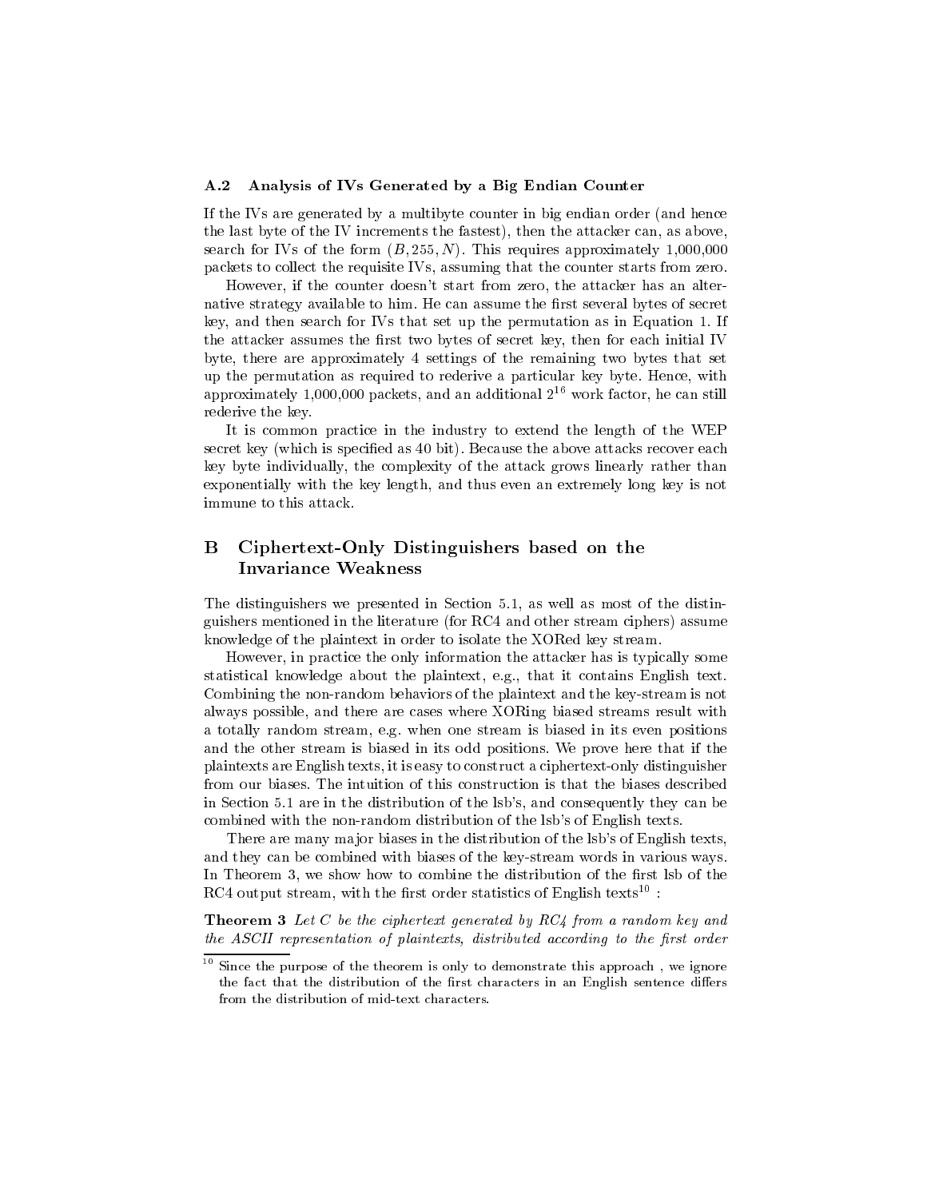### A.2 Analysis of IVs Generated by a Big Endian Counter

If the IVs are generated by a multibyte counter in big endian order (and hence the last byte of the IV increments the fastest), then the attacker can, as above, search for IVs of the form $(B, 255, N)$. This requires approximately 1,000,000 packets to collect the requisite IVs, assuming that the counter starts from zero.

However, if the counter doesn't start from zero, the attacker has an alternative strategy available to him. He can assume the first several bytes of secret key, and then search for IVs that set up the permutation as in Equation 1. If the attacker assumes the first two bytes of secret key, then for each initial IV byte, there are approximately 4 settings of the remaining two bytes that set up the permutation as required to rederive a particular key byte. Hence, with approximately 1,000,000 packets, and an additional $2^{16}$ work factor, he can still rederive the key.

It is common practice in the industry to extend the length of the WEP secret key (which is specified as 40 bit). Because the above attacks recover each key byte individually, the complexity of the attack grows linearly rather than exponentially with the key length, and thus even an extremely long key is not immune to this attack.

## B Ciphertext-Only Distinguishers based on the Invariance Weakness

The distinguishers we presented in Section 5.1, as well as most of the distinguishers mentioned in the literature (for RC4 and other stream ciphers) assume knowledge of the plaintext in order to isolate the XORed key stream.

However, in practice the only information the attacker has is typically some statistical knowledge about the plaintext, e.g., that it contains English text. Combining the non-random behaviors of the plaintext and the key-stream is not always possible, and there are cases where XORing biased streams result with a totally random stream, e.g. when one stream is biased in its even positions and the other stream is biased in its odd positions. We prove here that if the plaintexts are English texts, it is easy to construct a ciphertext-only distinguisher from our biases. The intuition of this construction is that the biases described in Section 5.1 are in the distribution of the lsb's, and consequently they can be combined with the non-random distribution of the lsb's of English texts.

There are many major biases in the distribution of the lsb's of English texts, and they can be combined with biases of the key-stream words in various ways. In Theorem 3, we show how to combine the distribution of the first lsb of the RC4 output stream, with the first order statistics of English texts[10] :

**Theorem 3** *Let C be the ciphertext generated by RC4 from a random key and the ASCII representation of plaintexts, distributed according to the first order*

[10] Since the purpose of the theorem is only to demonstrate this approach , we ignore the fact that the distribution of the first characters in an English sentence differs from the distribution of mid-text characters.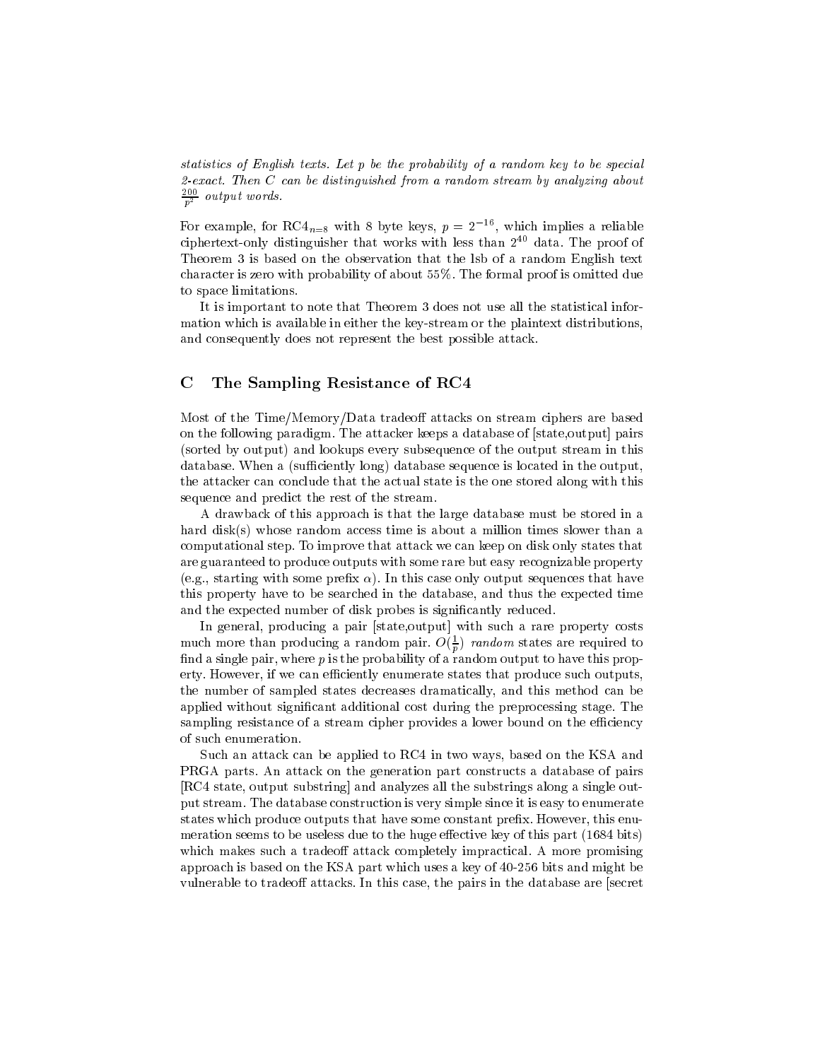*statistics of English texts. Let $p$ be the probability of a random key to be special 2-exact. Then $C$ can be distinguished from a random stream by analyzing about $\frac{200}{p^2}$ output words.*

For example, for $RC4_{n=8}$ with 8 byte keys, $p = 2^{-16}$, which implies a reliable ciphertext-only distinguisher that works with less than $2^{40}$ data. The proof of Theorem 3 is based on the observation that the lsb of a random English text character is zero with probability of about 55%. The formal proof is omitted due to space limitations.

It is important to note that Theorem 3 does not use all the statistical information which is available in either the key-stream or the plaintext distributions, and consequently does not represent the best possible attack.

## C The Sampling Resistance of RC4

Most of the Time/Memory/Data tradeoff attacks on stream ciphers are based on the following paradigm. The attacker keeps a database of [state,output] pairs (sorted by output) and lookups every subsequence of the output stream in this database. When a (sufficiently long) database sequence is located in the output, the attacker can conclude that the actual state is the one stored along with this sequence and predict the rest of the stream.

A drawback of this approach is that the large database must be stored in a hard disk(s) whose random access time is about a million times slower than a computational step. To improve that attack we can keep on disk only states that are guaranteed to produce outputs with some rare but easy recognizable property (e.g., starting with some prefix $\alpha$). In this case only output sequences that have this property have to be searched in the database, and thus the expected time and the expected number of disk probes is significantly reduced.

In general, producing a pair [state,output] with such a rare property costs much more than producing a random pair. $O(\frac{1}{p})$ *random* states are required to find a single pair, where $p$ is the probability of a random output to have this property. However, if we can efficiently enumerate states that produce such outputs, the number of sampled states decreases dramatically, and this method can be applied without significant additional cost during the preprocessing stage. The sampling resistance of a stream cipher provides a lower bound on the efficiency of such enumeration.

Such an attack can be applied to RC4 in two ways, based on the KSA and PRGA parts. An attack on the generation part constructs a database of pairs [RC4 state, output substring] and analyzes all the substrings along a single output stream. The database construction is very simple since it is easy to enumerate states which produce outputs that have some constant prefix. However, this enumeration seems to be useless due to the huge effective key of this part (1684 bits) which makes such a tradeoff attack completely impractical. A more promising approach is based on the KSA part which uses a key of 40-256 bits and might be vulnerable to tradeoff attacks. In this case, the pairs in the database are [secret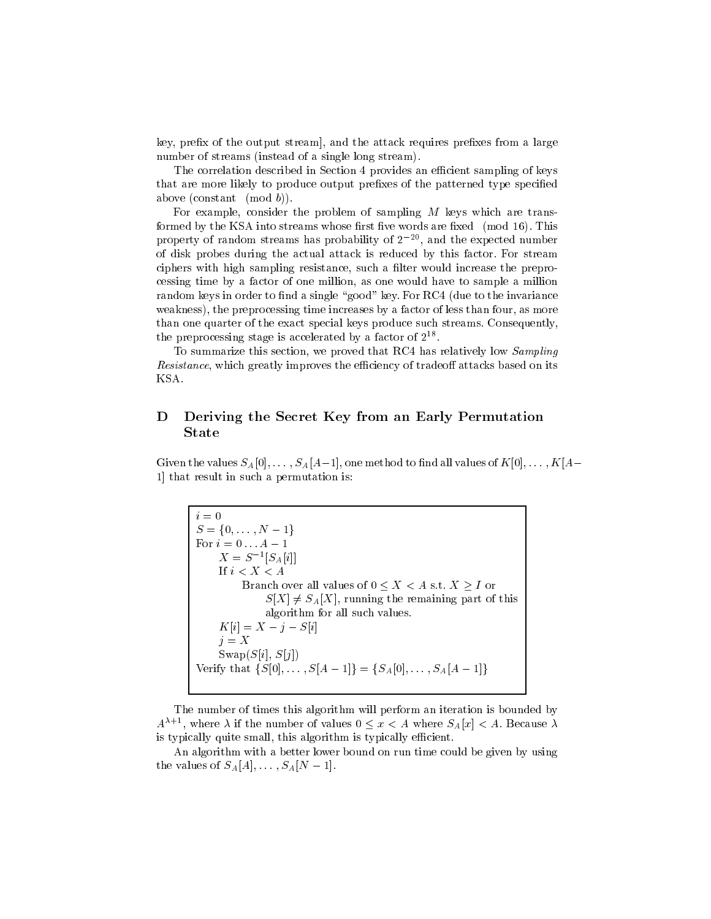key, prefix of the output stream], and the attack requires prefixes from a large number of streams (instead of a single long stream).

The correlation described in Section 4 provides an efficient sampling of keys that are more likely to produce output prefixes of the patterned type specified above (constant $\pmod b$).

For example, consider the problem of sampling $M$ keys which are transformed by the KSA into streams whose first five words are fixed $\pmod{16}$. This property of random streams has probability of $2^{-20}$, and the expected number of disk probes during the actual attack is reduced by this factor. For stream ciphers with high sampling resistance, such a filter would increase the preprocessing time by a factor of one million, as one would have to sample a million random keys in order to find a single "good" key. For RC4 (due to the invariance weakness), the preprocessing time increases by a factor of less than four, as more than one quarter of the exact special keys produce such streams. Consequently, the preprocessing stage is accelerated by a factor of $2^{18}$.

To summarize this section, we proved that RC4 has relatively low *Sampling Resistance*, which greatly improves the efficiency of tradeoff attacks based on its KSA.

## D Deriving the Secret Key from an Early Permutation State

Given the values $S_A[0], \ldots, S_A[A-1]$, one method to find all values of $K[0], \ldots, K[A-1]$ that result in such a permutation is:

```
i = 0
S = {0, ..., N − 1}
For i = 0 ... A − 1
    X = S^{-1}[S_A[i]]
    If i < X < A
        Branch over all values of 0 ≤ X < A s.t. X ≥ I or
            S[X] ≠ S_A[X], running the remaining part of this
            algorithm for all such values.
    K[i] = X − j − S[i]
    j = X
    Swap(S[i], S[j])
Verify that {S[0], ..., S[A − 1]} = {S_A[0], ..., S_A[A − 1]}
```

The number of times this algorithm will perform an iteration is bounded by $A^{\lambda+1}$, where $\lambda$ if the number of values $0 \leq x < A$ where $S_A[x] < A$. Because $\lambda$ is typically quite small, this algorithm is typically efficient.

An algorithm with a better lower bound on run time could be given by using the values of $S_A[A], \ldots, S_A[N-1]$.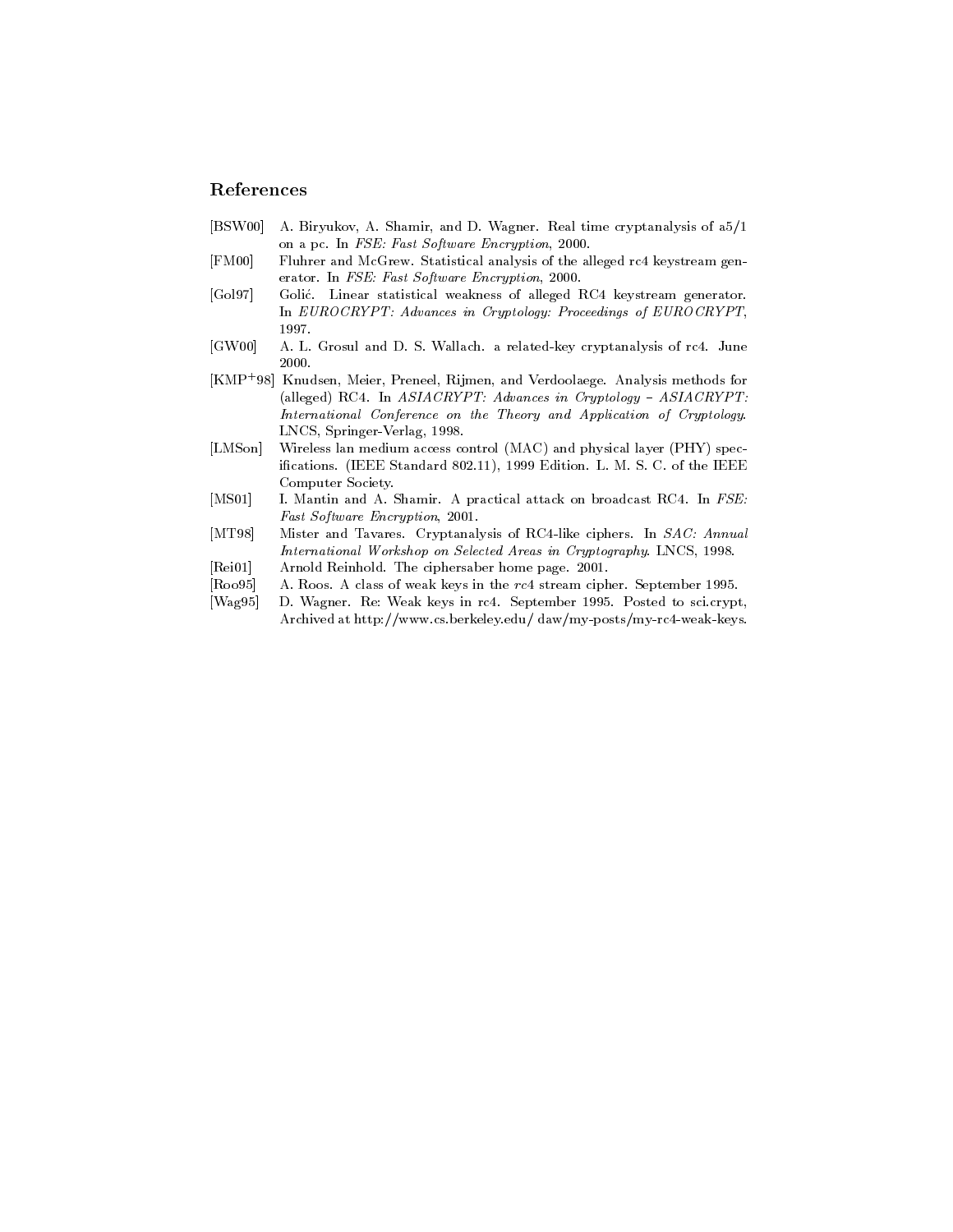## References

[BSW00] A. Biryukov, A. Shamir, and D. Wagner. Real time cryptanalysis of a5/1 on a pc. In *FSE: Fast Software Encryption*, 2000.

[FM00] Fluhrer and McGrew. Statistical analysis of the alleged rc4 keystream generator. In *FSE: Fast Software Encryption*, 2000.

[Gol97] Golić. Linear statistical weakness of alleged RC4 keystream generator. In *EUROCRYPT: Advances in Cryptology: Proceedings of EUROCRYPT*, 1997.

[GW00] A. L. Grosul and D. S. Wallach. a related-key cryptanalysis of rc4. June 2000.

[KMP+98] Knudsen, Meier, Preneel, Rijmen, and Verdoolaege. Analysis methods for (alleged) RC4. In *ASIACRYPT: Advances in Cryptology – ASIACRYPT: International Conference on the Theory and Application of Cryptology*. LNCS, Springer-Verlag, 1998.

[LMSon] Wireless lan medium access control (MAC) and physical layer (PHY) specifications. (IEEE Standard 802.11), 1999 Edition. L. M. S. C. of the IEEE Computer Society.

[MS01] I. Mantin and A. Shamir. A practical attack on broadcast RC4. In *FSE: Fast Software Encryption*, 2001.

[MT98] Mister and Tavares. Cryptanalysis of RC4-like ciphers. In *SAC: Annual International Workshop on Selected Areas in Cryptography*. LNCS, 1998.

[Rei01] Arnold Reinhold. The ciphersaber home page. 2001.

[Roo95] A. Roos. A class of weak keys in the *rc4* stream cipher. September 1995.

[Wag95] D. Wagner. Re: Weak keys in rc4. September 1995. Posted to sci.crypt, Archived at http://www.cs.berkeley.edu/ daw/my-posts/my-rc4-weak-keys.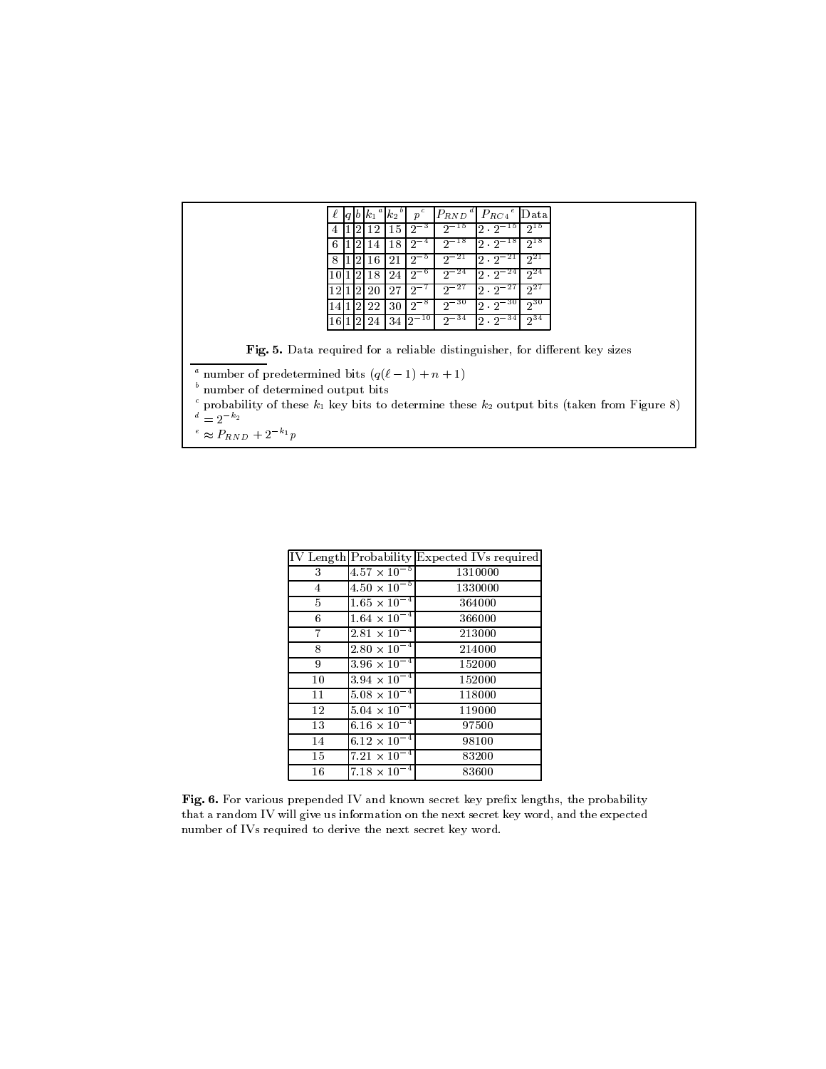| $\ell$ | $q$ | $b$ | $k_1$ [a] | $k_2$ [b] | $p$ [c] | $P_{RND}$ [d] | $P_{RC4}$ [e] | Data |
|---|---|---|---|---|---|---|---|---|
| 4 | 1 | 2 | 12 | 15 | $2^{-3}$ | $2^{-15}$ | $2 \cdot 2^{-15}$ | $2^{15}$ |
| 6 | 1 | 2 | 14 | 18 | $2^{-4}$ | $2^{-18}$ | $2 \cdot 2^{-18}$ | $2^{18}$ |
| 8 | 1 | 2 | 16 | 21 | $2^{-5}$ | $2^{-21}$ | $2 \cdot 2^{-21}$ | $2^{21}$ |
| 10 | 1 | 2 | 18 | 24 | $2^{-6}$ | $2^{-24}$ | $2 \cdot 2^{-24}$ | $2^{24}$ |
| 12 | 1 | 2 | 20 | 27 | $2^{-7}$ | $2^{-27}$ | $2 \cdot 2^{-27}$ | $2^{27}$ |
| 14 | 1 | 2 | 22 | 30 | $2^{-8}$ | $2^{-30}$ | $2 \cdot 2^{-30}$ | $2^{30}$ |
| 16 | 1 | 2 | 24 | 34 | $2^{-10}$ | $2^{-34}$ | $2 \cdot 2^{-34}$ | $2^{34}$ |

**Fig. 5.** Data required for a reliable distinguisher, for different key sizes

[a] number of predetermined bits ($q(\ell - 1) + n + 1$)
[b] number of determined output bits
[c] probability of these $k_1$ key bits to determine these $k_2$ output bits (taken from Figure 8)
[d] $= 2^{-k_2}$
[e] $\approx P_{RND} + 2^{-k_1} p$

| IV Length | Probability | Expected IVs required |
|---|---|---|
| 3 | $4.57 \times 10^{-5}$ | 1310000 |
| 4 | $4.50 \times 10^{-5}$ | 1330000 |
| 5 | $1.65 \times 10^{-4}$ | 364000 |
| 6 | $1.64 \times 10^{-4}$ | 366000 |
| 7 | $2.81 \times 10^{-4}$ | 213000 |
| 8 | $2.80 \times 10^{-4}$ | 214000 |
| 9 | $3.96 \times 10^{-4}$ | 152000 |
| 10 | $3.94 \times 10^{-4}$ | 152000 |
| 11 | $5.08 \times 10^{-4}$ | 118000 |
| 12 | $5.04 \times 10^{-4}$ | 119000 |
| 13 | $6.16 \times 10^{-4}$ | 97500 |
| 14 | $6.12 \times 10^{-4}$ | 98100 |
| 15 | $7.21 \times 10^{-4}$ | 83200 |
| 16 | $7.18 \times 10^{-4}$ | 83600 |

**Fig. 6.** For various prepended IV and known secret key prefix lengths, the probability that a random IV will give us information on the next secret key word, and the expected number of IVs required to derive the next secret key word.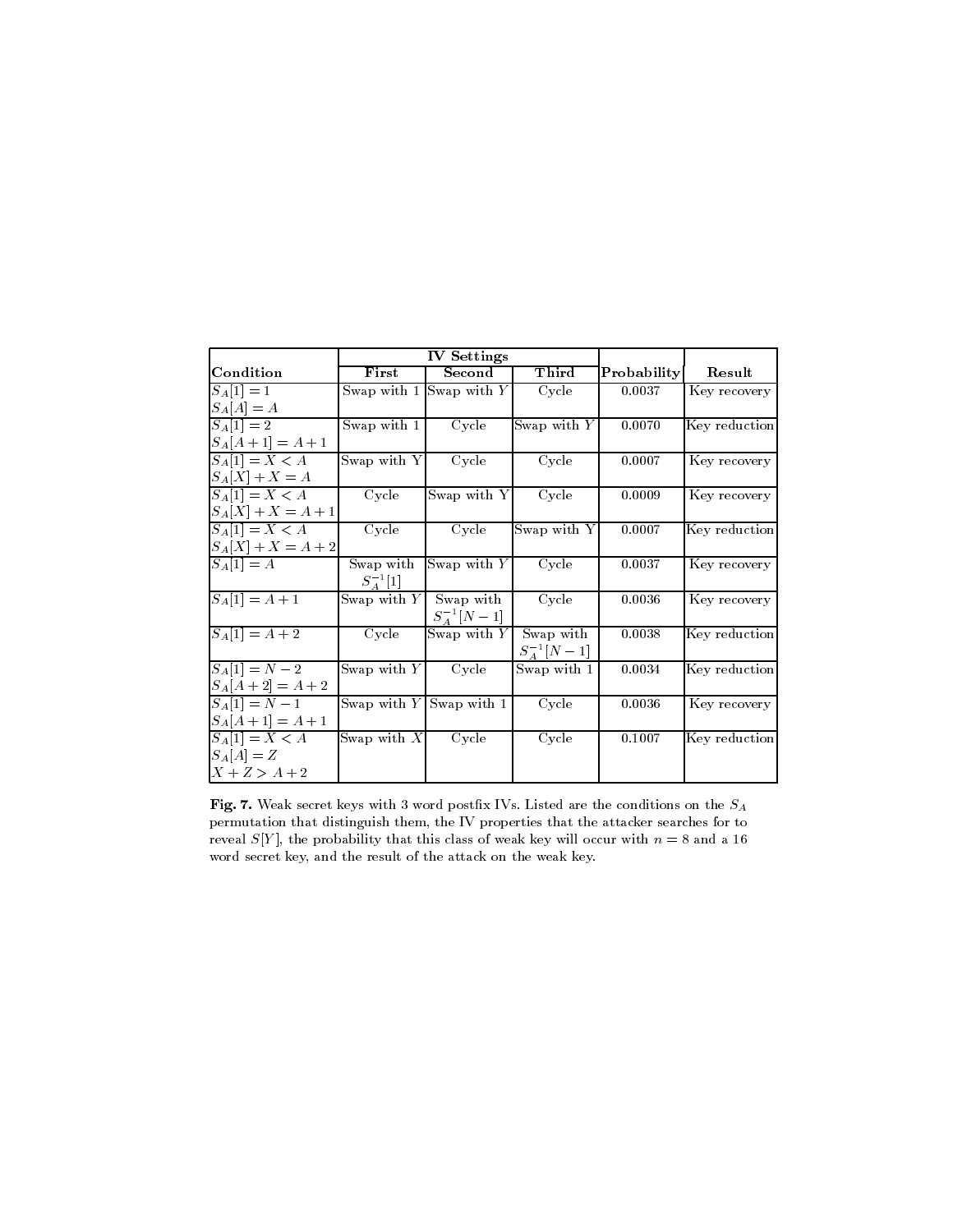| Condition | IV Settings | | | Probability | Result |
|---|---|---|---|---|---|
| | First | Second | Third | | |
| $S_A[1] = 1$ <br> $S_A[A] = A$ | Swap with 1 | Swap with $Y$ | Cycle | 0.0037 | Key recovery |
| $S_A[1] = 2$ <br> $S_A[A+1] = A+1$ | Swap with 1 | Cycle | Swap with $Y$ | 0.0070 | Key reduction |
| $S_A[1] = X < A$ <br> $S_A[X] + X = A$ | Swap with Y | Cycle | Cycle | 0.0007 | Key recovery |
| $S_A[1] = X < A$ <br> $S_A[X] + X = A+1$ | Cycle | Swap with Y | Cycle | 0.0009 | Key recovery |
| $S_A[1] = X < A$ <br> $S_A[X] + X = A+2$ | Cycle | Cycle | Swap with Y | 0.0007 | Key reduction |
| $S_A[1] = A$ | Swap with $S_A^{-1}[1]$ | Swap with $Y$ | Cycle | 0.0037 | Key recovery |
| $S_A[1] = A+1$ | Swap with $Y$ | Swap with $S_A^{-1}[N-1]$ | Cycle | 0.0036 | Key recovery |
| $S_A[1] = A+2$ | Cycle | Swap with $Y$ | Swap with $S_A^{-1}[N-1]$ | 0.0038 | Key reduction |
| $S_A[1] = N-2$ <br> $S_A[A+2] = A+2$ | Swap with $Y$ | Cycle | Swap with 1 | 0.0034 | Key reduction |
| $S_A[1] = N-1$ <br> $S_A[A+1] = A+1$ | Swap with $Y$ | Swap with 1 | Cycle | 0.0036 | Key recovery |
| $S_A[1] = X < A$ <br> $S_A[A] = Z$ <br> $X + Z > A+2$ | Swap with $X$ | Cycle | Cycle | 0.1007 | Key reduction |

**Fig. 7.** Weak secret keys with 3 word postfix IVs. Listed are the conditions on the $S_A$ permutation that distinguish them, the IV properties that the attacker searches for to reveal $S[Y]$, the probability that this class of weak key will occur with $n = 8$ and a 16 word secret key, and the result of the attack on the weak key.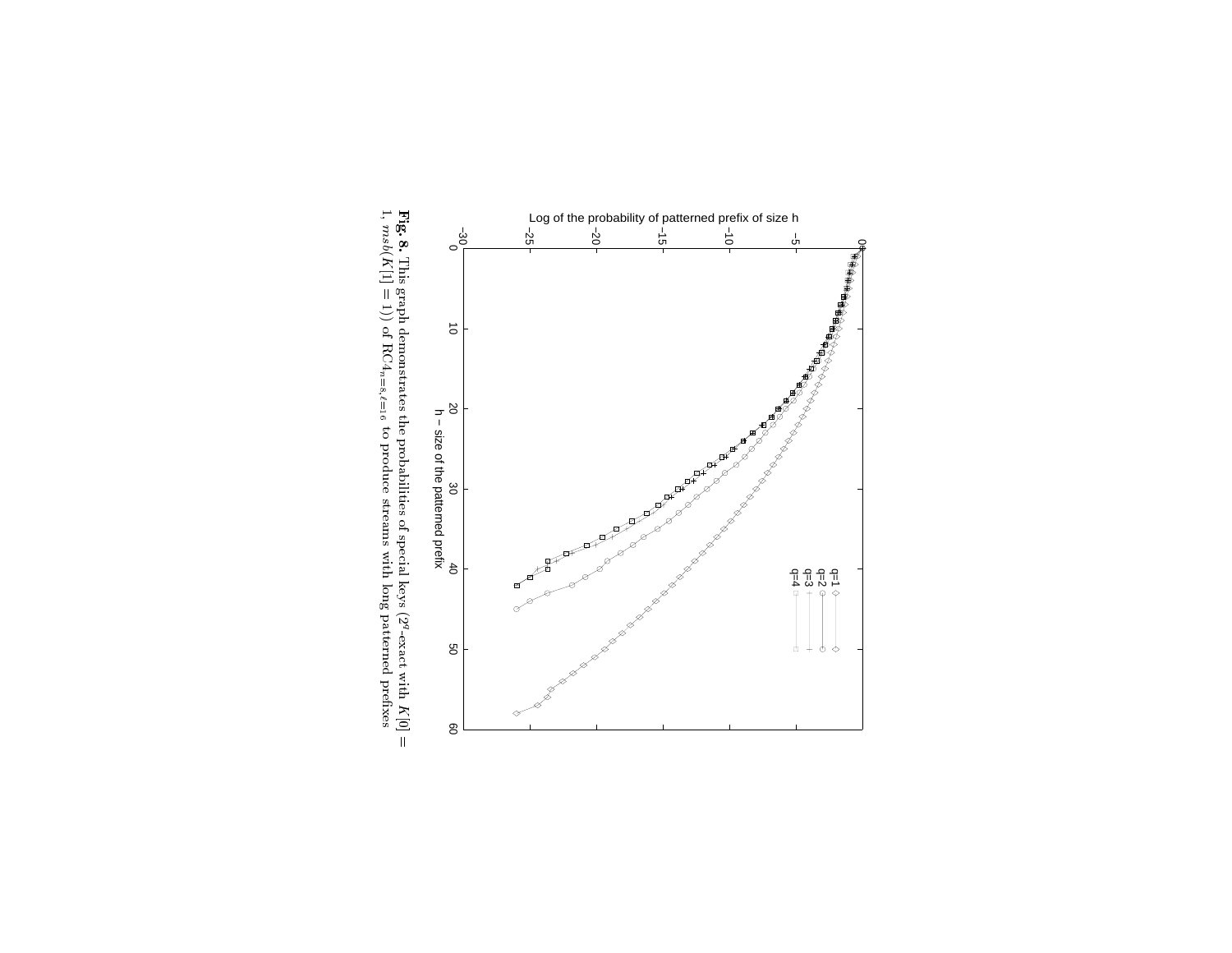Log of the probability of patterned prefix of size h

0
−5
−10
−15
−20
−25
−30

0
10
20
30
40
50
60

h − size of the patterned prefix

q=1
q=2
q=3
q=4

**Fig. 8.** This graph demonstrates the probabilities of special keys ($2^q$-exact with $K[0] = 1$, $msb(K[1] = 1)$) of $RC4_{n=8,\ell=16}$ to produce streams with long patterned prefixes